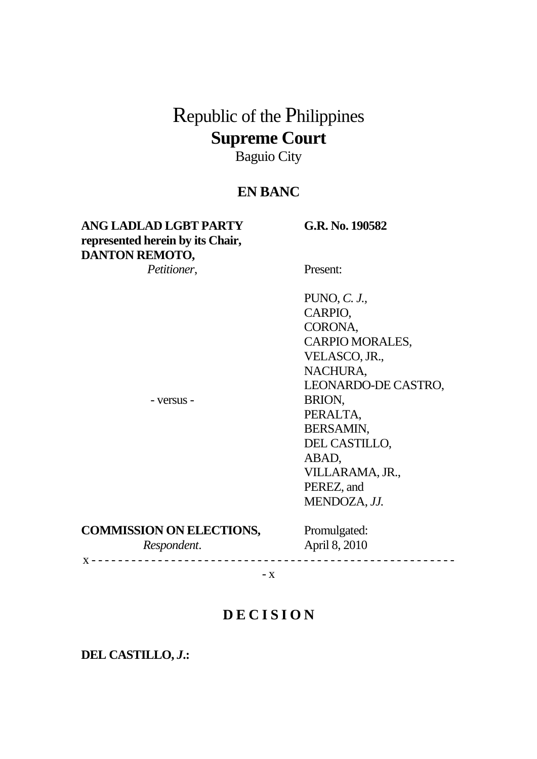# Republic of the Philippines
## Supreme Court
Baguio City

**EN BANC**

**ANG LADLAD LGBT PARTY represented herein by its Chair, DANTON REMOTO,**
*Petitioner*,

- versus -

**COMMISSION ON ELECTIONS,**
*Respondent*.

**G.R. No. 190582**

Present:

PUNO, *C. J.*,
CARPIO,
CORONA,
CARPIO MORALES,
VELASCO, JR.,
NACHURA,
LEONARDO-DE CASTRO,
BRION,
PERALTA,
BERSAMIN,
DEL CASTILLO,
ABAD,
VILLARAMA, JR.,
PEREZ, and
MENDOZA, *JJ.*

Promulgated:
April 8, 2010

x - - - - - - - - - - - - - - - - - - - - - - - - - - - - - - - - - - - - - - - - - - - - - - - - - - - - - - x

## D E C I S I O N

**DEL CASTILLO, *J*.:**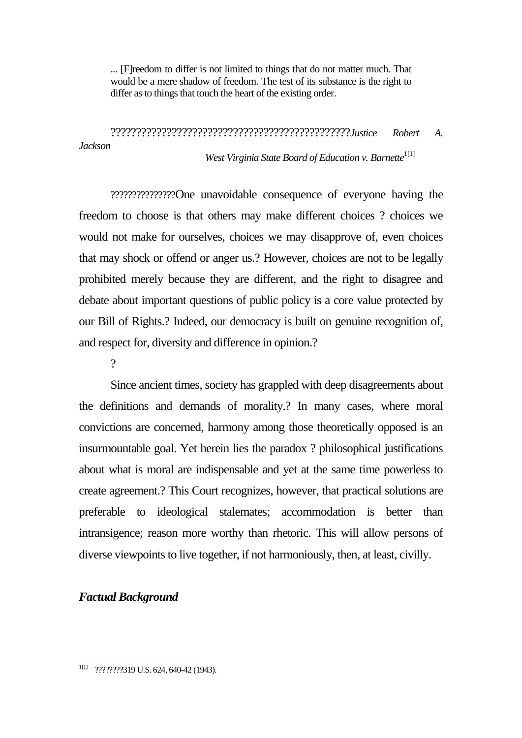... [F]reedom to differ is not limited to things that do not matter much. That would be a mere shadow of freedom. The test of its substance is the right to differ as to things that touch the heart of the existing order.

????????????????????????????????????????????????*Justice Robert A. Jackson*

*West Virginia State Board of Education v. Barnette*[1[1]]

???????????????One unavoidable consequence of everyone having the freedom to choose is that others may make different choices ? choices we would not make for ourselves, choices we may disapprove of, even choices that may shock or offend or anger us.? However, choices are not to be legally prohibited merely because they are different, and the right to disagree and debate about important questions of public policy is a core value protected by our Bill of Rights.? Indeed, our democracy is built on genuine recognition of, and respect for, diversity and difference in opinion.?

?

Since ancient times, society has grappled with deep disagreements about the definitions and demands of morality.? In many cases, where moral convictions are concerned, harmony among those theoretically opposed is an insurmountable goal. Yet herein lies the paradox ? philosophical justifications about what is moral are indispensable and yet at the same time powerless to create agreement.? This Court recognizes, however, that practical solutions are preferable to ideological stalemates; accommodation is better than intransigence; reason more worthy than rhetoric. This will allow persons of diverse viewpoints to live together, if not harmoniously, then, at least, civilly.

***Factual Background***

[1[1]] ????????319 U.S. 624, 640-42 (1943).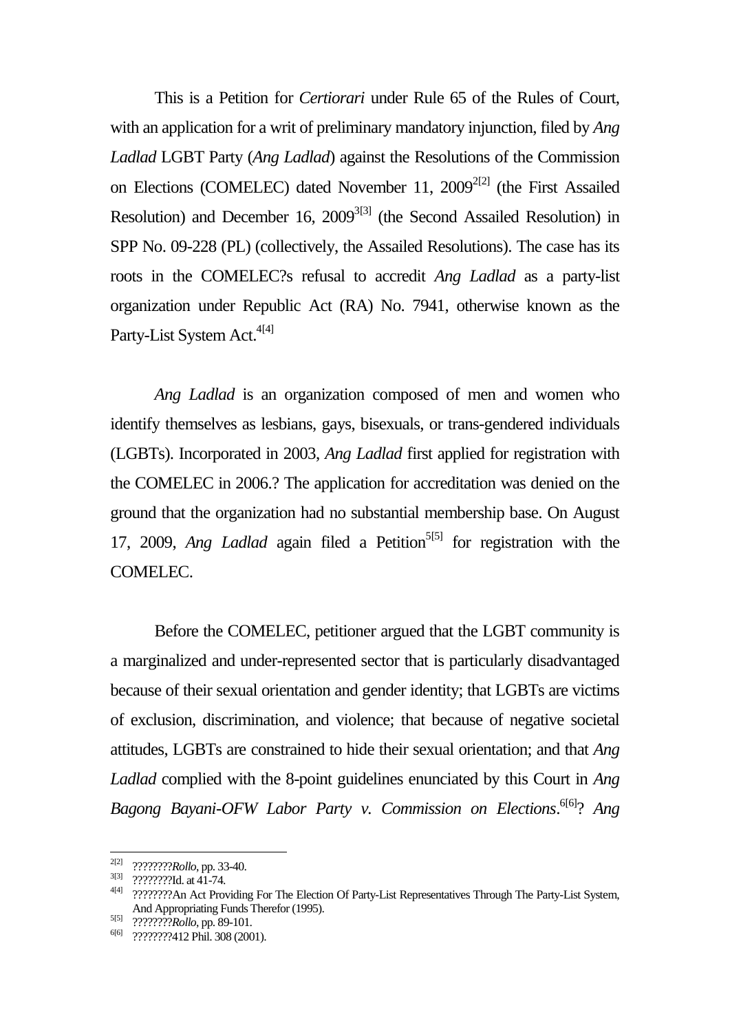This is a Petition for *Certiorari* under Rule 65 of the Rules of Court, with an application for a writ of preliminary mandatory injunction, filed by *Ang Ladlad* LGBT Party (*Ang Ladlad*) against the Resolutions of the Commission on Elections (COMELEC) dated November 11, 2009[2][2] (the First Assailed Resolution) and December 16, 2009[3][3] (the Second Assailed Resolution) in SPP No. 09-228 (PL) (collectively, the Assailed Resolutions). The case has its roots in the COMELEC?s refusal to accredit *Ang Ladlad* as a party-list organization under Republic Act (RA) No. 7941, otherwise known as the Party-List System Act.[4][4]

*Ang Ladlad* is an organization composed of men and women who identify themselves as lesbians, gays, bisexuals, or trans-gendered individuals (LGBTs). Incorporated in 2003, *Ang Ladlad* first applied for registration with the COMELEC in 2006.? The application for accreditation was denied on the ground that the organization had no substantial membership base. On August 17, 2009, *Ang Ladlad* again filed a Petition[5][5] for registration with the COMELEC.

Before the COMELEC, petitioner argued that the LGBT community is a marginalized and under-represented sector that is particularly disadvantaged because of their sexual orientation and gender identity; that LGBTs are victims of exclusion, discrimination, and violence; that because of negative societal attitudes, LGBTs are constrained to hide their sexual orientation; and that *Ang Ladlad* complied with the 8-point guidelines enunciated by this Court in *Ang Bagong Bayani-OFW Labor Party v. Commission on Elections*.[6][6]? *Ang*

---

[2][2] ????????*Rollo*, pp. 33-40.

[3][3] ????????Id. at 41-74.

[4][4] ????????An Act Providing For The Election Of Party-List Representatives Through The Party-List System, And Appropriating Funds Therefor (1995).

[5][5] ????????*Rollo*, pp. 89-101.

[6][6] ????????412 Phil. 308 (2001).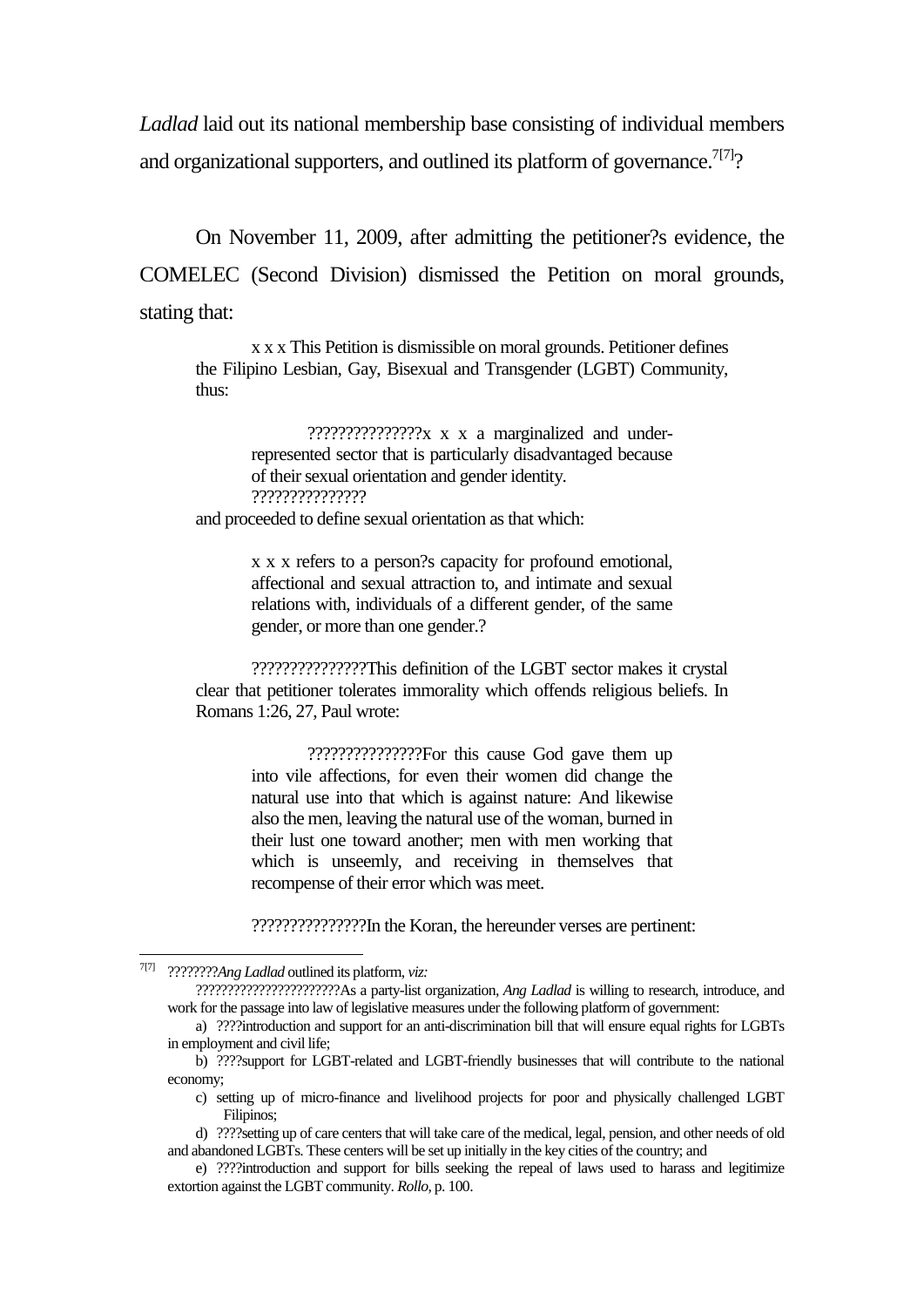*Ladlad* laid out its national membership base consisting of individual members and organizational supporters, and outlined its platform of governance.[7[7]]?

On November 11, 2009, after admitting the petitioner?s evidence, the COMELEC (Second Division) dismissed the Petition on moral grounds, stating that:

> x x x This Petition is dismissible on moral grounds. Petitioner defines the Filipino Lesbian, Gay, Bisexual and Transgender (LGBT) Community, thus:
>
> > ???????????????x x x a marginalized and under-represented sector that is particularly disadvantaged because of their sexual orientation and gender identity. ???????????????
>
> and proceeded to define sexual orientation as that which:
>
> > x x x refers to a person?s capacity for profound emotional, affectional and sexual attraction to, and intimate and sexual relations with, individuals of a different gender, of the same gender, or more than one gender.?
>
> ???????????????This definition of the LGBT sector makes it crystal clear that petitioner tolerates immorality which offends religious beliefs. In Romans 1:26, 27, Paul wrote:
>
> > ???????????????For this cause God gave them up into vile affections, for even their women did change the natural use into that which is against nature: And likewise also the men, leaving the natural use of the woman, burned in their lust one toward another; men with men working that which is unseemly, and receiving in themselves that recompense of their error which was meet.
>
> ???????????????In the Koran, the hereunder verses are pertinent:

---

[7[7]] ????????*Ang Ladlad* outlined its platform, *viz:*

??????????????????????As a party-list organization, *Ang Ladlad* is willing to research, introduce, and work for the passage into law of legislative measures under the following platform of government:

a) ????introduction and support for an anti-discrimination bill that will ensure equal rights for LGBTs in employment and civil life;

b) ????support for LGBT-related and LGBT-friendly businesses that will contribute to the national economy;

c) setting up of micro-finance and livelihood projects for poor and physically challenged LGBT Filipinos;

d) ????setting up of care centers that will take care of the medical, legal, pension, and other needs of old and abandoned LGBTs. These centers will be set up initially in the key cities of the country; and

e) ????introduction and support for bills seeking the repeal of laws used to harass and legitimize extortion against the LGBT community. *Rollo*, p. 100.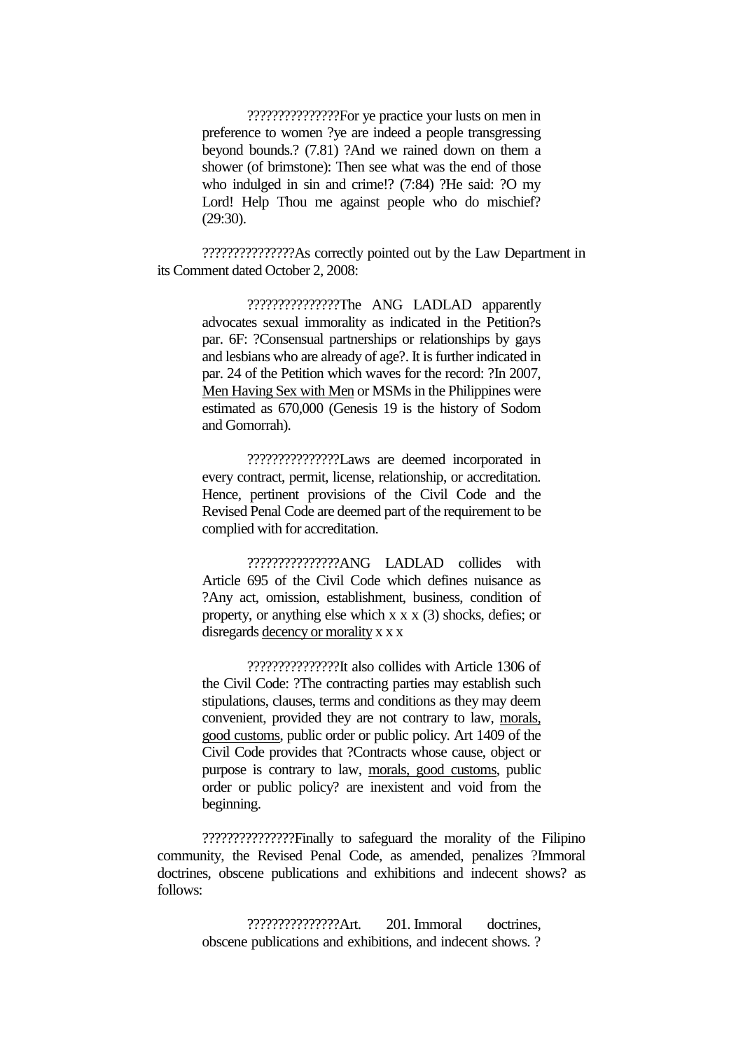> ???????????????For ye practice your lusts on men in preference to women ?ye are indeed a people transgressing beyond bounds.? (7.81) ?And we rained down on them a shower (of brimstone): Then see what was the end of those who indulged in sin and crime!? (7:84) ?He said: ?O my Lord! Help Thou me against people who do mischief? (29:30).

???????????????As correctly pointed out by the Law Department in its Comment dated October 2, 2008:

> ???????????????The ANG LADLAD apparently advocates sexual immorality as indicated in the Petition?s par. 6F: ?Consensual partnerships or relationships by gays and lesbians who are already of age?. It is further indicated in par. 24 of the Petition which waves for the record: ?In 2007, <u>Men Having Sex with Men</u> or MSMs in the Philippines were estimated as 670,000 (Genesis 19 is the history of Sodom and Gomorrah).
>
> ???????????????Laws are deemed incorporated in every contract, permit, license, relationship, or accreditation. Hence, pertinent provisions of the Civil Code and the Revised Penal Code are deemed part of the requirement to be complied with for accreditation.
>
> ???????????????ANG LADLAD collides with Article 695 of the Civil Code which defines nuisance as ?Any act, omission, establishment, business, condition of property, or anything else which x x x (3) shocks, defies; or disregards <u>decency or morality</u> x x x
>
> ???????????????It also collides with Article 1306 of the Civil Code: ?The contracting parties may establish such stipulations, clauses, terms and conditions as they may deem convenient, provided they are not contrary to law, <u>morals, good customs</u>, public order or public policy. Art 1409 of the Civil Code provides that ?Contracts whose cause, object or purpose is contrary to law, <u>morals, good customs</u>, public order or public policy? are inexistent and void from the beginning.

???????????????Finally to safeguard the morality of the Filipino community, the Revised Penal Code, as amended, penalizes ?Immoral doctrines, obscene publications and exhibitions and indecent shows? as follows:

> ???????????????Art. 201. Immoral doctrines, obscene publications and exhibitions, and indecent shows. ?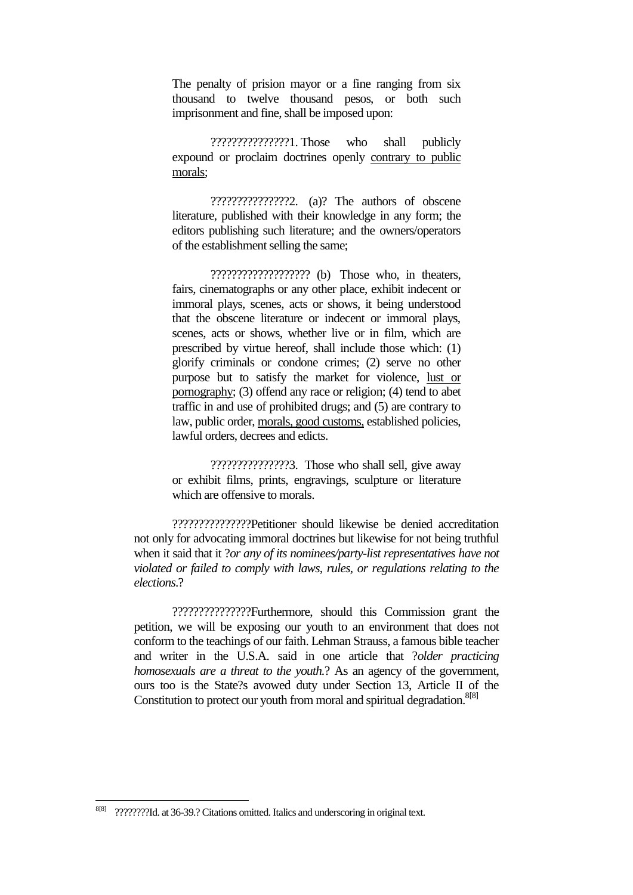> The penalty of prision mayor or a fine ranging from six thousand to twelve thousand pesos, or both such imprisonment and fine, shall be imposed upon:
>
> ???????????????1. Those who shall publicly expound or proclaim doctrines openly <u>contrary to public morals</u>;
>
> ???????????????2. (a)? The authors of obscene literature, published with their knowledge in any form; the editors publishing such literature; and the owners/operators of the establishment selling the same;
>
> ??????????????????? (b) Those who, in theaters, fairs, cinematographs or any other place, exhibit indecent or immoral plays, scenes, acts or shows, it being understood that the obscene literature or indecent or immoral plays, scenes, acts or shows, whether live or in film, which are prescribed by virtue hereof, shall include those which: (1) glorify criminals or condone crimes; (2) serve no other purpose but to satisfy the market for violence, <u>lust or pornography</u>; (3) offend any race or religion; (4) tend to abet traffic in and use of prohibited drugs; and (5) are contrary to law, public order, <u>morals, good customs,</u> established policies, lawful orders, decrees and edicts.
>
> ???????????????3. Those who shall sell, give away or exhibit films, prints, engravings, sculpture or literature which are offensive to morals.
>
> ???????????????Petitioner should likewise be denied accreditation not only for advocating immoral doctrines but likewise for not being truthful when it said that it ?*or any of its nominees/party-list representatives have not violated or failed to comply with laws, rules, or regulations relating to the elections.*?
>
> ???????????????Furthermore, should this Commission grant the petition, we will be exposing our youth to an environment that does not conform to the teachings of our faith. Lehman Strauss, a famous bible teacher and writer in the U.S.A. said in one article that ?*older practicing homosexuals are a threat to the youth.*? As an agency of the government, ours too is the State?s avowed duty under Section 13, Article II of the Constitution to protect our youth from moral and spiritual degradation.[8][8]

---

[8][8] ????????Id. at 36-39.? Citations omitted. Italics and underscoring in original text.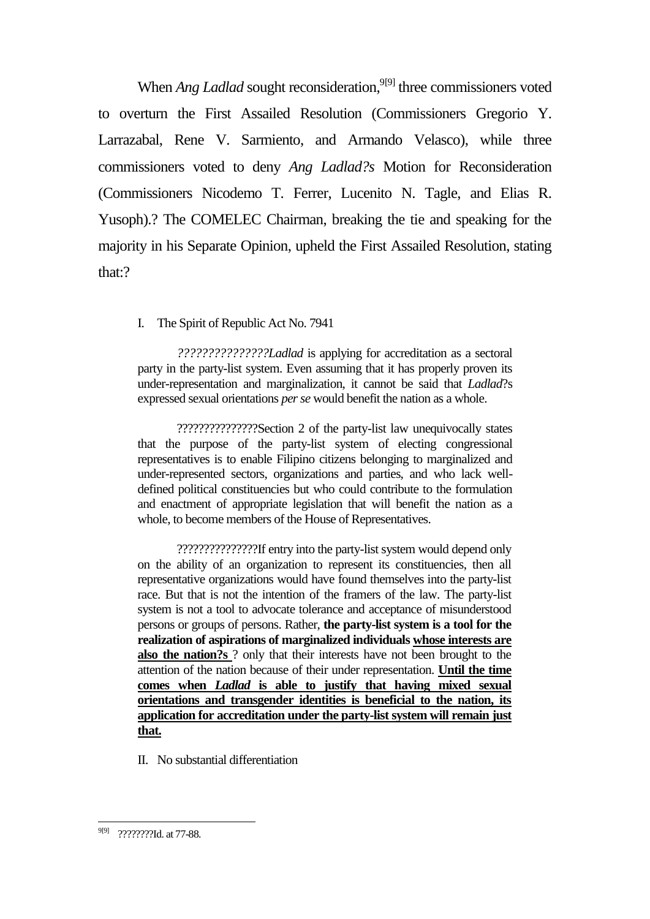When *Ang Ladlad* sought reconsideration,[9] three commissioners voted to overturn the First Assailed Resolution (Commissioners Gregorio Y. Larrazabal, Rene V. Sarmiento, and Armando Velasco), while three commissioners voted to deny *Ang Ladlad?s* Motion for Reconsideration (Commissioners Nicodemo T. Ferrer, Lucenito N. Tagle, and Elias R. Yusoph).? The COMELEC Chairman, breaking the tie and speaking for the majority in his Separate Opinion, upheld the First Assailed Resolution, stating that:?

> I. The Spirit of Republic Act No. 7941
>
> *???????????????Ladlad* is applying for accreditation as a sectoral party in the party-list system. Even assuming that it has properly proven its under-representation and marginalization, it cannot be said that *Ladlad*?s expressed sexual orientations *per se* would benefit the nation as a whole.
>
> ???????????????Section 2 of the party-list law unequivocally states that the purpose of the party-list system of electing congressional representatives is to enable Filipino citizens belonging to marginalized and under-represented sectors, organizations and parties, and who lack well-defined political constituencies but who could contribute to the formulation and enactment of appropriate legislation that will benefit the nation as a whole, to become members of the House of Representatives.
>
> ???????????????If entry into the party-list system would depend only on the ability of an organization to represent its constituencies, then all representative organizations would have found themselves into the party-list race. But that is not the intention of the framers of the law. The party-list system is not a tool to advocate tolerance and acceptance of misunderstood persons or groups of persons. Rather, **the party-list system is a tool for the realization of aspirations of marginalized individuals <u>whose interests are also the nation?s</u>** ? only that their interests have not been brought to the attention of the nation because of their under representation. **<u>Until the time comes when *Ladlad* is able to justify that having mixed sexual orientations and transgender identities is beneficial to the nation, its application for accreditation under the party-list system will remain just that.</u>**
>
> II. No substantial differentiation

[9] ????????Id. at 77-88.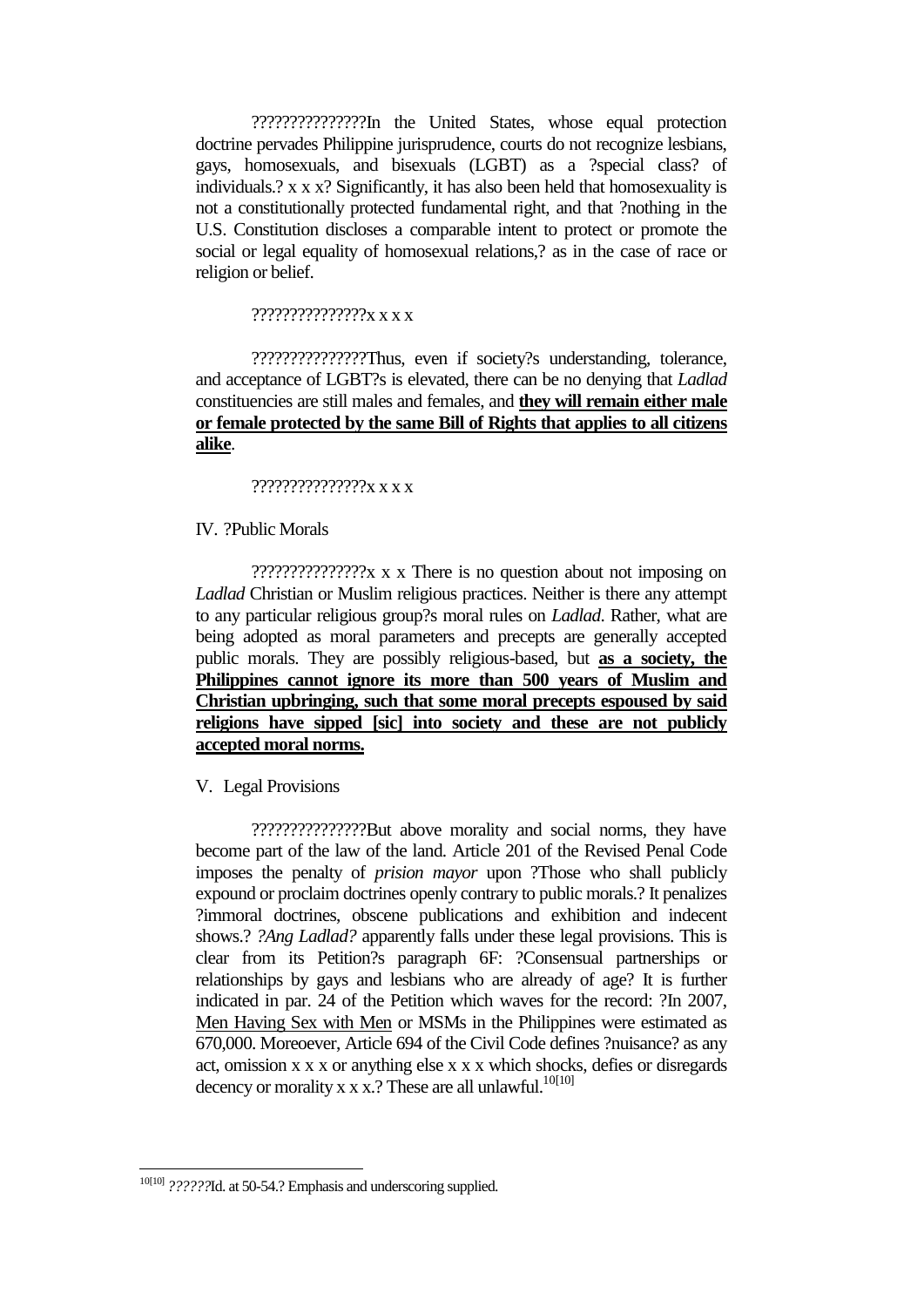???????????????In the United States, whose equal protection doctrine pervades Philippine jurisprudence, courts do not recognize lesbians, gays, homosexuals, and bisexuals (LGBT) as a ?special class? of individuals.? x x x? Significantly, it has also been held that homosexuality is not a constitutionally protected fundamental right, and that ?nothing in the U.S. Constitution discloses a comparable intent to protect or promote the social or legal equality of homosexual relations,? as in the case of race or religion or belief.

???????????????x x x x

???????????????Thus, even if society?s understanding, tolerance, and acceptance of LGBT?s is elevated, there can be no denying that *Ladlad* constituencies are still males and females, and **<u>they will remain either male or female protected by the same Bill of Rights that applies to all citizens alike</u>**.

???????????????x x x x

IV. ?Public Morals

???????????????x x x There is no question about not imposing on *Ladlad* Christian or Muslim religious practices. Neither is there any attempt to any particular religious group?s moral rules on *Ladlad*. Rather, what are being adopted as moral parameters and precepts are generally accepted public morals. They are possibly religious-based, but **<u>as a society, the Philippines cannot ignore its more than 500 years of Muslim and Christian upbringing, such that some moral precepts espoused by said religions have sipped [sic] into society and these are not publicly accepted moral norms.</u>**

V. Legal Provisions

???????????????But above morality and social norms, they have become part of the law of the land. Article 201 of the Revised Penal Code imposes the penalty of *prision mayor* upon ?Those who shall publicly expound or proclaim doctrines openly contrary to public morals.? It penalizes ?immoral doctrines, obscene publications and exhibition and indecent shows.? *?Ang Ladlad?* apparently falls under these legal provisions. This is clear from its Petition?s paragraph 6F: ?Consensual partnerships or relationships by gays and lesbians who are already of age? It is further indicated in par. 24 of the Petition which waves for the record: ?In 2007, <u>Men Having Sex with Men</u> or MSMs in the Philippines were estimated as 670,000. Moreoever, Article 694 of the Civil Code defines ?nuisance? as any act, omission x x x or anything else x x x which shocks, defies or disregards decency or morality x x x.? These are all unlawful.[10[10]]

---

[10[10]] *??????*Id. at 50-54.? Emphasis and underscoring supplied.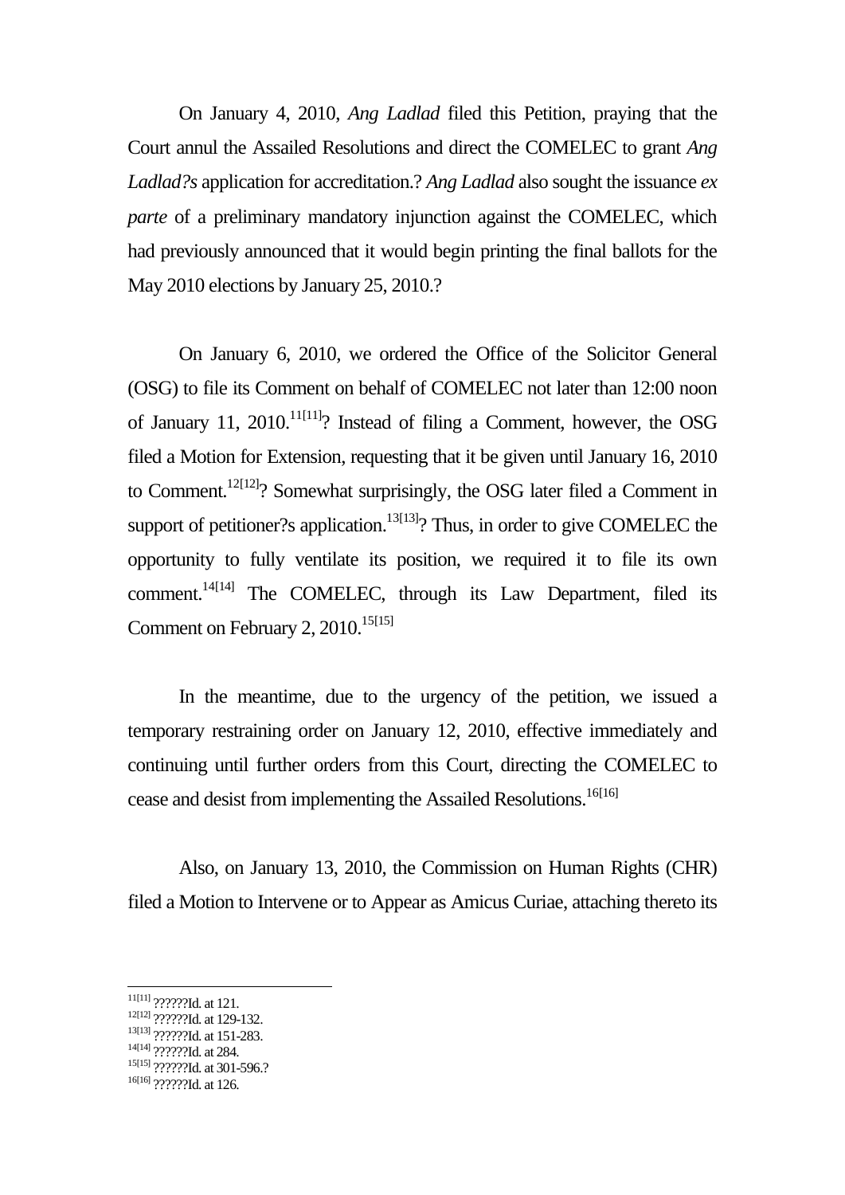On January 4, 2010, *Ang Ladlad* filed this Petition, praying that the Court annul the Assailed Resolutions and direct the COMELEC to grant *Ang Ladlad?s* application for accreditation.? *Ang Ladlad* also sought the issuance *ex parte* of a preliminary mandatory injunction against the COMELEC, which had previously announced that it would begin printing the final ballots for the May 2010 elections by January 25, 2010.?

On January 6, 2010, we ordered the Office of the Solicitor General (OSG) to file its Comment on behalf of COMELEC not later than 12:00 noon of January 11, 2010.[11[11]]? Instead of filing a Comment, however, the OSG filed a Motion for Extension, requesting that it be given until January 16, 2010 to Comment.[12[12]]? Somewhat surprisingly, the OSG later filed a Comment in support of petitioner?s application.[13[13]]? Thus, in order to give COMELEC the opportunity to fully ventilate its position, we required it to file its own comment.[14[14]] The COMELEC, through its Law Department, filed its Comment on February 2, 2010.[15[15]]

In the meantime, due to the urgency of the petition, we issued a temporary restraining order on January 12, 2010, effective immediately and continuing until further orders from this Court, directing the COMELEC to cease and desist from implementing the Assailed Resolutions.[16[16]]

Also, on January 13, 2010, the Commission on Human Rights (CHR) filed a Motion to Intervene or to Appear as Amicus Curiae, attaching thereto its

---

[11[11]] ??????Id. at 121.

[12[12]] ??????Id. at 129-132.

[13[13]] ??????Id. at 151-283.

[14[14]] ??????Id. at 284.

[15[15]] ??????Id. at 301-596.?

[16[16]] ??????Id. at 126.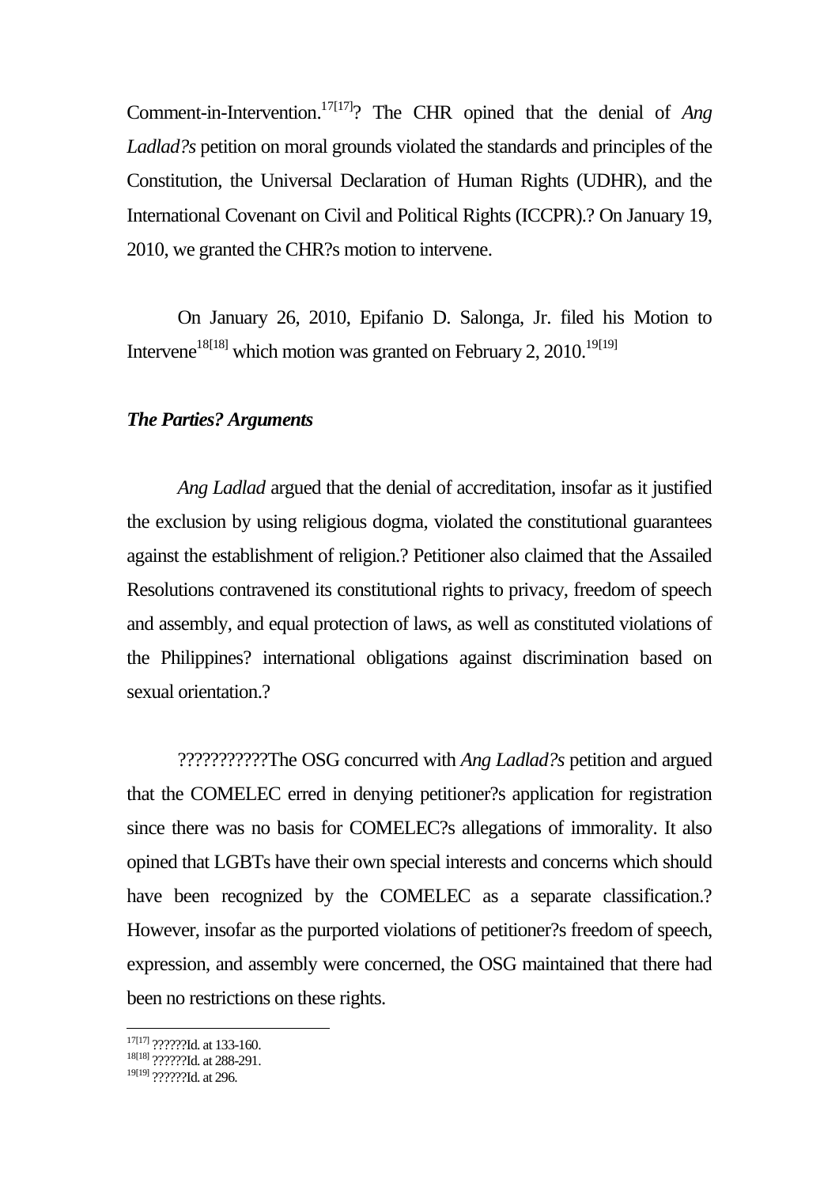Comment-in-Intervention.[17][17]? The CHR opined that the denial of *Ang Ladlad?s* petition on moral grounds violated the standards and principles of the Constitution, the Universal Declaration of Human Rights (UDHR), and the International Covenant on Civil and Political Rights (ICCPR).? On January 19, 2010, we granted the CHR?s motion to intervene.

On January 26, 2010, Epifanio D. Salonga, Jr. filed his Motion to Intervene[18][18] which motion was granted on February 2, 2010.[19][19]

***The Parties? Arguments***

*Ang Ladlad* argued that the denial of accreditation, insofar as it justified the exclusion by using religious dogma, violated the constitutional guarantees against the establishment of religion.? Petitioner also claimed that the Assailed Resolutions contravened its constitutional rights to privacy, freedom of speech and assembly, and equal protection of laws, as well as constituted violations of the Philippines? international obligations against discrimination based on sexual orientation.?

???????????The OSG concurred with *Ang Ladlad?s* petition and argued that the COMELEC erred in denying petitioner?s application for registration since there was no basis for COMELEC?s allegations of immorality. It also opined that LGBTs have their own special interests and concerns which should have been recognized by the COMELEC as a separate classification.? However, insofar as the purported violations of petitioner?s freedom of speech, expression, and assembly were concerned, the OSG maintained that there had been no restrictions on these rights.

---

[17][17] ??????Id. at 133-160.
[18][18] ??????Id. at 288-291.
[19][19] ??????Id. at 296.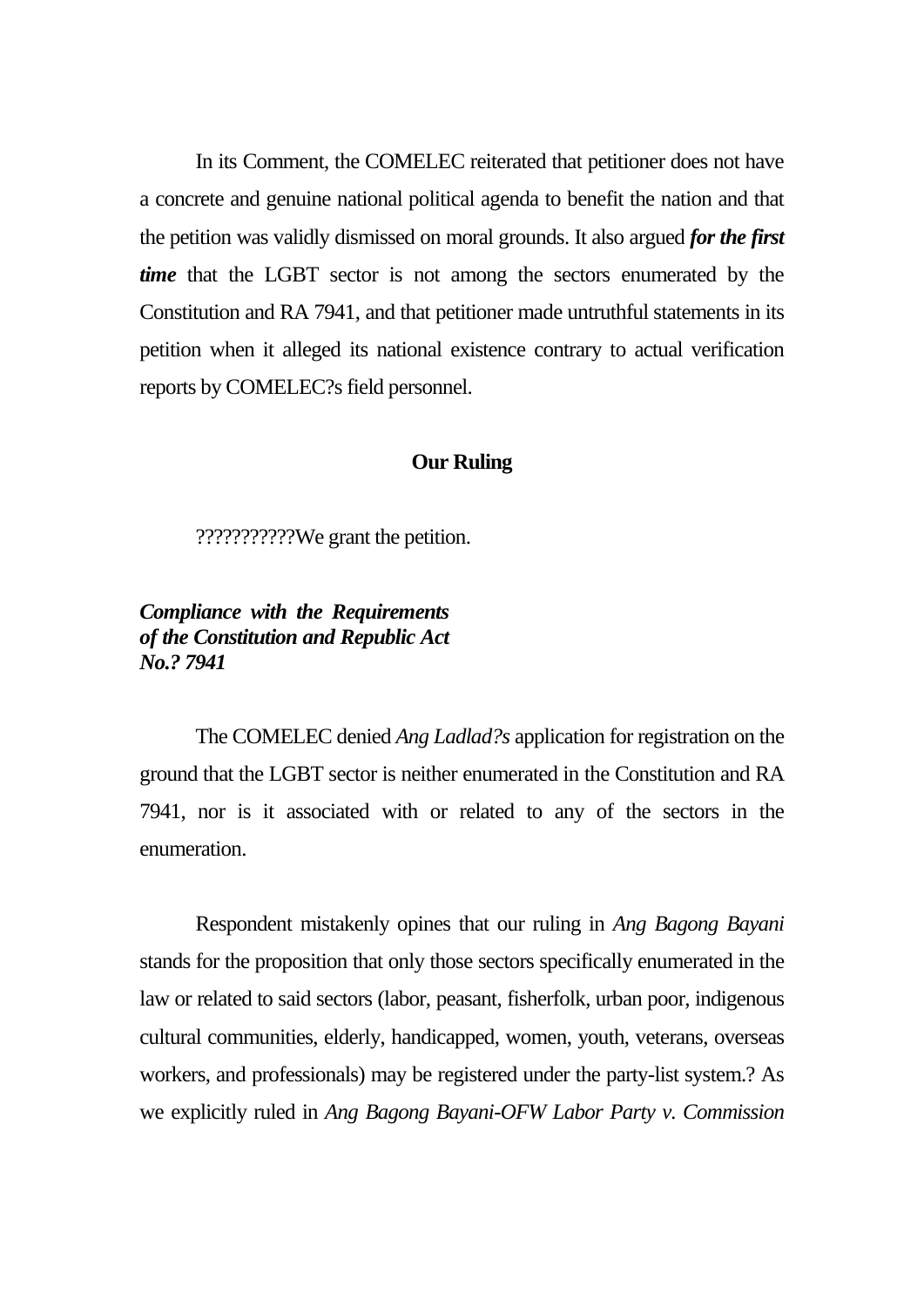In its Comment, the COMELEC reiterated that petitioner does not have a concrete and genuine national political agenda to benefit the nation and that the petition was validly dismissed on moral grounds. It also argued ***for the first time*** that the LGBT sector is not among the sectors enumerated by the Constitution and RA 7941, and that petitioner made untruthful statements in its petition when it alleged its national existence contrary to actual verification reports by COMELEC?s field personnel.

**Our Ruling**

???????????We grant the petition.

***Compliance with the Requirements of the Constitution and Republic Act No.? 7941***

The COMELEC denied *Ang Ladlad?s* application for registration on the ground that the LGBT sector is neither enumerated in the Constitution and RA 7941, nor is it associated with or related to any of the sectors in the enumeration.

Respondent mistakenly opines that our ruling in *Ang Bagong Bayani* stands for the proposition that only those sectors specifically enumerated in the law or related to said sectors (labor, peasant, fisherfolk, urban poor, indigenous cultural communities, elderly, handicapped, women, youth, veterans, overseas workers, and professionals) may be registered under the party-list system.? As we explicitly ruled in *Ang Bagong Bayani-OFW Labor Party v. Commission*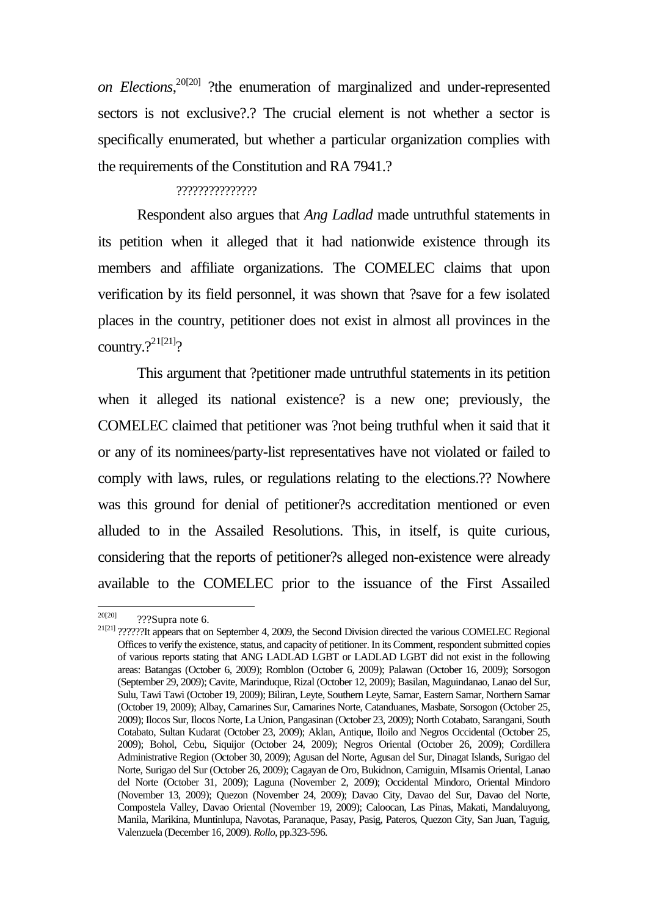*on Elections*,[20[20]] ?the enumeration of marginalized and under-represented sectors is not exclusive?.? The crucial element is not whether a sector is specifically enumerated, but whether a particular organization complies with the requirements of the Constitution and RA 7941.?

???????????????

Respondent also argues that *Ang Ladlad* made untruthful statements in its petition when it alleged that it had nationwide existence through its members and affiliate organizations. The COMELEC claims that upon verification by its field personnel, it was shown that ?save for a few isolated places in the country, petitioner does not exist in almost all provinces in the country.?[21[21]]?

This argument that ?petitioner made untruthful statements in its petition when it alleged its national existence? is a new one; previously, the COMELEC claimed that petitioner was ?not being truthful when it said that it or any of its nominees/party-list representatives have not violated or failed to comply with laws, rules, or regulations relating to the elections.?? Nowhere was this ground for denial of petitioner?s accreditation mentioned or even alluded to in the Assailed Resolutions. This, in itself, is quite curious, considering that the reports of petitioner?s alleged non-existence were already available to the COMELEC prior to the issuance of the First Assailed

---

[20[20]] ???Supra note 6.

[21[21]] ??????It appears that on September 4, 2009, the Second Division directed the various COMELEC Regional Offices to verify the existence, status, and capacity of petitioner. In its Comment, respondent submitted copies of various reports stating that ANG LADLAD LGBT or LADLAD LGBT did not exist in the following areas: Batangas (October 6, 2009); Romblon (October 6, 2009); Palawan (October 16, 2009); Sorsogon (September 29, 2009); Cavite, Marinduque, Rizal (October 12, 2009); Basilan, Maguindanao, Lanao del Sur, Sulu, Tawi Tawi (October 19, 2009); Biliran, Leyte, Southern Leyte, Samar, Eastern Samar, Northern Samar (October 19, 2009); Albay, Camarines Sur, Camarines Norte, Catanduanes, Masbate, Sorsogon (October 25, 2009); Ilocos Sur, Ilocos Norte, La Union, Pangasinan (October 23, 2009); North Cotabato, Sarangani, South Cotabato, Sultan Kudarat (October 23, 2009); Aklan, Antique, Iloilo and Negros Occidental (October 25, 2009); Bohol, Cebu, Siquijor (October 24, 2009); Negros Oriental (October 26, 2009); Cordillera Administrative Region (October 30, 2009); Agusan del Norte, Agusan del Sur, Dinagat Islands, Surigao del Norte, Surigao del Sur (October 26, 2009); Cagayan de Oro, Bukidnon, Camiguin, MIsamis Oriental, Lanao del Norte (October 31, 2009); Laguna (November 2, 2009); Occidental Mindoro, Oriental Mindoro (November 13, 2009); Quezon (November 24, 2009); Davao City, Davao del Sur, Davao del Norte, Compostela Valley, Davao Oriental (November 19, 2009); Caloocan, Las Pinas, Makati, Mandaluyong, Manila, Marikina, Muntinlupa, Navotas, Paranaque, Pasay, Pasig, Pateros, Quezon City, San Juan, Taguig, Valenzuela (December 16, 2009). *Rollo*, pp.323-596.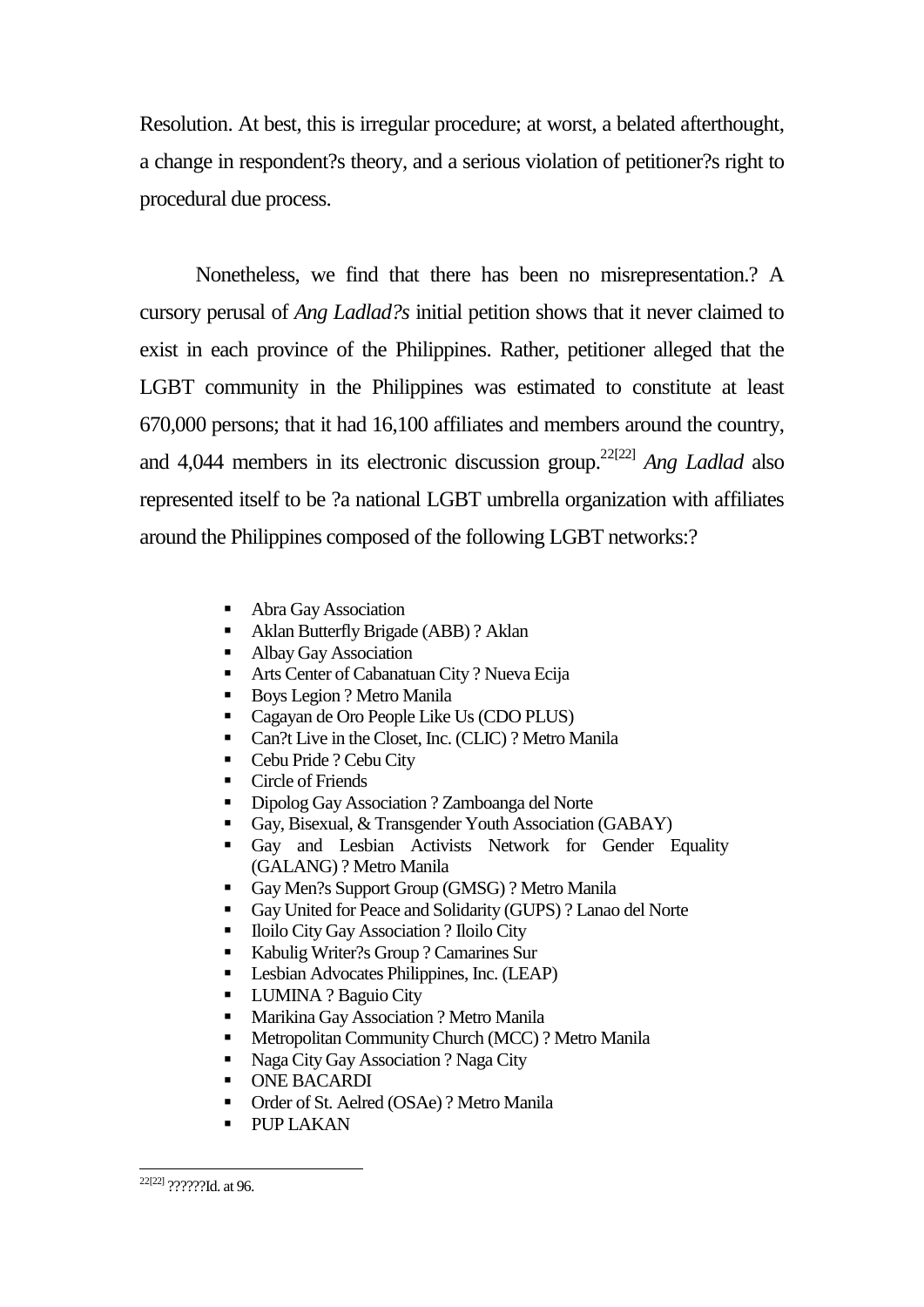Resolution. At best, this is irregular procedure; at worst, a belated afterthought, a change in respondent?s theory, and a serious violation of petitioner?s right to procedural due process.

Nonetheless, we find that there has been no misrepresentation.? A cursory perusal of *Ang Ladlad?s* initial petition shows that it never claimed to exist in each province of the Philippines. Rather, petitioner alleged that the LGBT community in the Philippines was estimated to constitute at least 670,000 persons; that it had 16,100 affiliates and members around the country, and 4,044 members in its electronic discussion group.[22[22]] *Ang Ladlad* also represented itself to be ?a national LGBT umbrella organization with affiliates around the Philippines composed of the following LGBT networks:?

- Abra Gay Association
- Aklan Butterfly Brigade (ABB) ? Aklan
- Albay Gay Association
- Arts Center of Cabanatuan City ? Nueva Ecija
- Boys Legion ? Metro Manila
- Cagayan de Oro People Like Us (CDO PLUS)
- Can?t Live in the Closet, Inc. (CLIC) ? Metro Manila
- Cebu Pride ? Cebu City
- Circle of Friends
- Dipolog Gay Association ? Zamboanga del Norte
- Gay, Bisexual, & Transgender Youth Association (GABAY)
- Gay and Lesbian Activists Network for Gender Equality (GALANG) ? Metro Manila
- Gay Men?s Support Group (GMSG) ? Metro Manila
- Gay United for Peace and Solidarity (GUPS) ? Lanao del Norte
- Iloilo City Gay Association ? Iloilo City
- Kabulig Writer?s Group ? Camarines Sur
- Lesbian Advocates Philippines, Inc. (LEAP)
- LUMINA ? Baguio City
- Marikina Gay Association ? Metro Manila
- Metropolitan Community Church (MCC) ? Metro Manila
- Naga City Gay Association ? Naga City
- ONE BACARDI
- Order of St. Aelred (OSAe) ? Metro Manila
- PUP LAKAN

---

[22[22]] ??????Id. at 96.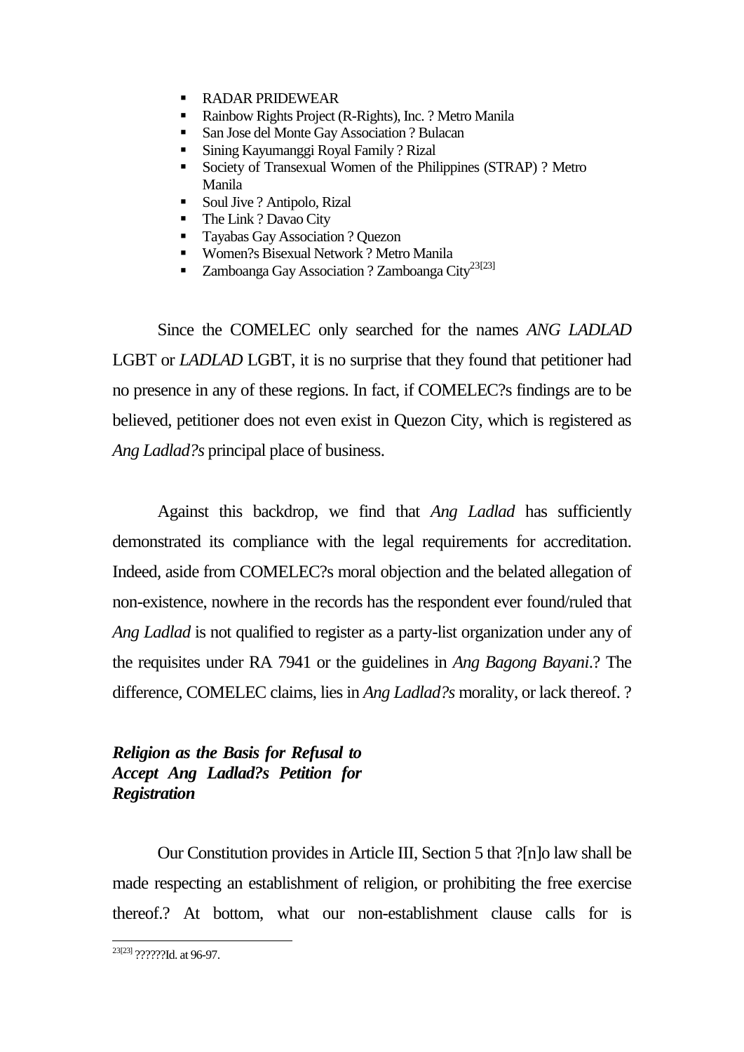- RADAR PRIDEWEAR
- Rainbow Rights Project (R-Rights), Inc. ? Metro Manila
- San Jose del Monte Gay Association ? Bulacan
- Sining Kayumanggi Royal Family ? Rizal
- Society of Transexual Women of the Philippines (STRAP) ? Metro Manila
- Soul Jive ? Antipolo, Rizal
- The Link ? Davao City
- Tayabas Gay Association ? Quezon
- Women?s Bisexual Network ? Metro Manila
- Zamboanga Gay Association ? Zamboanga City[23[23]]

Since the COMELEC only searched for the names *ANG LADLAD* LGBT or *LADLAD* LGBT, it is no surprise that they found that petitioner had no presence in any of these regions. In fact, if COMELEC?s findings are to be believed, petitioner does not even exist in Quezon City, which is registered as *Ang Ladlad?s* principal place of business.

Against this backdrop, we find that *Ang Ladlad* has sufficiently demonstrated its compliance with the legal requirements for accreditation. Indeed, aside from COMELEC?s moral objection and the belated allegation of non-existence, nowhere in the records has the respondent ever found/ruled that *Ang Ladlad* is not qualified to register as a party-list organization under any of the requisites under RA 7941 or the guidelines in *Ang Bagong Bayani*.? The difference, COMELEC claims, lies in *Ang Ladlad?s* morality, or lack thereof. ?

***Religion as the Basis for Refusal to Accept Ang Ladlad?s Petition for Registration***

Our Constitution provides in Article III, Section 5 that ?[n]o law shall be made respecting an establishment of religion, or prohibiting the free exercise thereof.? At bottom, what our non-establishment clause calls for is

---

[23[23]] ??????Id. at 96-97.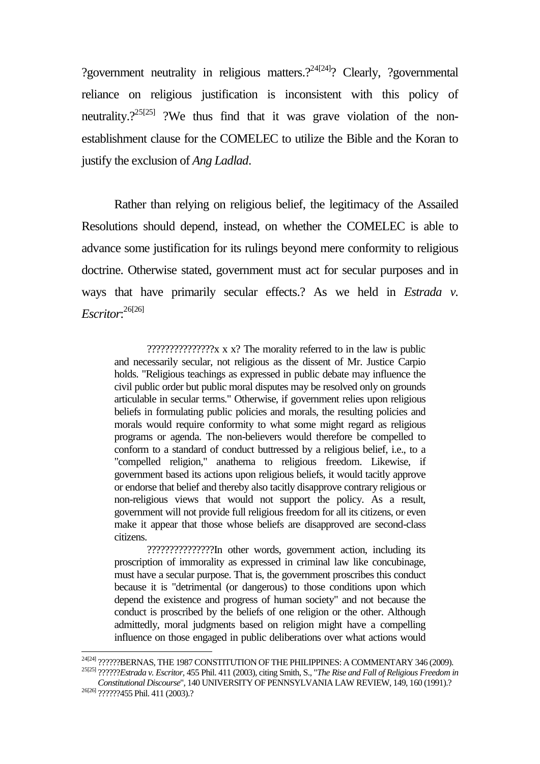?government neutrality in religious matters.?[24[24]]? Clearly, ?governmental reliance on religious justification is inconsistent with this policy of neutrality.?[25[25]] ?We thus find that it was grave violation of the non-establishment clause for the COMELEC to utilize the Bible and the Koran to justify the exclusion of *Ang Ladlad*.

Rather than relying on religious belief, the legitimacy of the Assailed Resolutions should depend, instead, on whether the COMELEC is able to advance some justification for its rulings beyond mere conformity to religious doctrine. Otherwise stated, government must act for secular purposes and in ways that have primarily secular effects.? As we held in *Estrada v. Escritor*:[26[26]]

> ???????????????x x x? The morality referred to in the law is public and necessarily secular, not religious as the dissent of Mr. Justice Carpio holds. "Religious teachings as expressed in public debate may influence the civil public order but public moral disputes may be resolved only on grounds articulable in secular terms." Otherwise, if government relies upon religious beliefs in formulating public policies and morals, the resulting policies and morals would require conformity to what some might regard as religious programs or agenda. The non-believers would therefore be compelled to conform to a standard of conduct buttressed by a religious belief, i.e., to a "compelled religion," anathema to religious freedom. Likewise, if government based its actions upon religious beliefs, it would tacitly approve or endorse that belief and thereby also tacitly disapprove contrary religious or non-religious views that would not support the policy. As a result, government will not provide full religious freedom for all its citizens, or even make it appear that those whose beliefs are disapproved are second-class citizens.
>
> ???????????????In other words, government action, including its proscription of immorality as expressed in criminal law like concubinage, must have a secular purpose. That is, the government proscribes this conduct because it is "detrimental (or dangerous) to those conditions upon which depend the existence and progress of human society" and not because the conduct is proscribed by the beliefs of one religion or the other. Although admittedly, moral judgments based on religion might have a compelling influence on those engaged in public deliberations over what actions would

---

[24[24]] ??????BERNAS, THE 1987 CONSTITUTION OF THE PHILIPPINES: A COMMENTARY 346 (2009).

[25[25]] ??????*Estrada v. Escritor*, 455 Phil. 411 (2003), citing Smith, S., "*The Rise and Fall of Religious Freedom in Constitutional Discourse*", 140 UNIVERSITY OF PENNSYLVANIA LAW REVIEW, 149, 160 (1991).?

[26[26]] ??????455 Phil. 411 (2003).?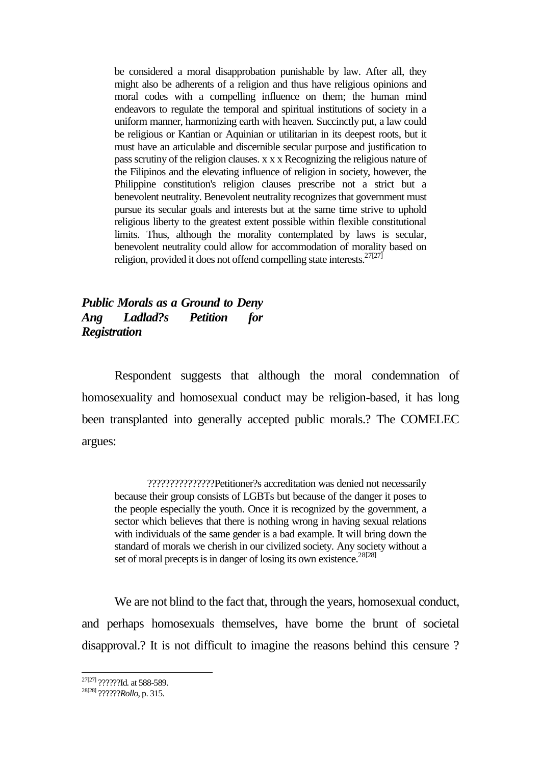> be considered a moral disapprobation punishable by law. After all, they might also be adherents of a religion and thus have religious opinions and moral codes with a compelling influence on them; the human mind endeavors to regulate the temporal and spiritual institutions of society in a uniform manner, harmonizing earth with heaven. Succinctly put, a law could be religious or Kantian or Aquinian or utilitarian in its deepest roots, but it must have an articulable and discernible secular purpose and justification to pass scrutiny of the religion clauses. x x x Recognizing the religious nature of the Filipinos and the elevating influence of religion in society, however, the Philippine constitution's religion clauses prescribe not a strict but a benevolent neutrality. Benevolent neutrality recognizes that government must pursue its secular goals and interests but at the same time strive to uphold religious liberty to the greatest extent possible within flexible constitutional limits. Thus, although the morality contemplated by laws is secular, benevolent neutrality could allow for accommodation of morality based on religion, provided it does not offend compelling state interests.[27[27]]

***Public Morals as a Ground to Deny Ang Ladlad?s Petition for Registration***

Respondent suggests that although the moral condemnation of homosexuality and homosexual conduct may be religion-based, it has long been transplanted into generally accepted public morals.? The COMELEC argues:

> ???????????????Petitioner?s accreditation was denied not necessarily because their group consists of LGBTs but because of the danger it poses to the people especially the youth. Once it is recognized by the government, a sector which believes that there is nothing wrong in having sexual relations with individuals of the same gender is a bad example. It will bring down the standard of morals we cherish in our civilized society. Any society without a set of moral precepts is in danger of losing its own existence.[28[28]]

We are not blind to the fact that, through the years, homosexual conduct, and perhaps homosexuals themselves, have borne the brunt of societal disapproval.? It is not difficult to imagine the reasons behind this censure ?

---

[27[27]] ??????Id. at 588-589.

[28[28]] ??????*Rollo*, p. 315.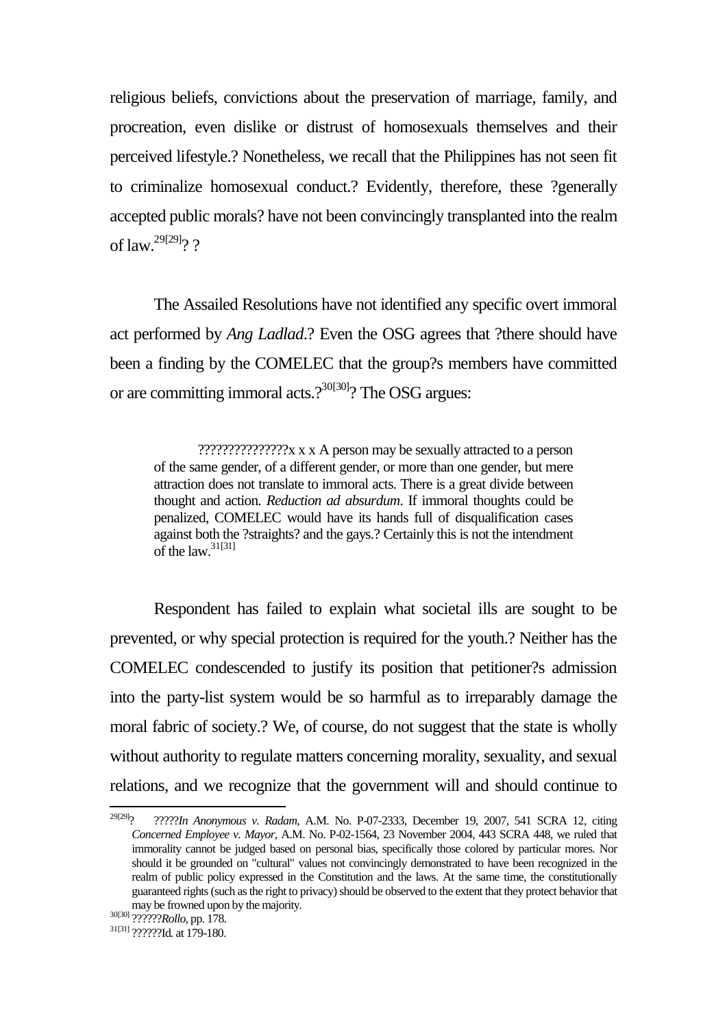religious beliefs, convictions about the preservation of marriage, family, and procreation, even dislike or distrust of homosexuals themselves and their perceived lifestyle.? Nonetheless, we recall that the Philippines has not seen fit to criminalize homosexual conduct.? Evidently, therefore, these ?generally accepted public morals? have not been convincingly transplanted into the realm of law.[29[29]]? ?

The Assailed Resolutions have not identified any specific overt immoral act performed by *Ang Ladlad*.? Even the OSG agrees that ?there should have been a finding by the COMELEC that the group?s members have committed or are committing immoral acts.?[30[30]]? The OSG argues:

> ???????????????x x x A person may be sexually attracted to a person of the same gender, of a different gender, or more than one gender, but mere attraction does not translate to immoral acts. There is a great divide between thought and action. *Reduction ad absurdum*. If immoral thoughts could be penalized, COMELEC would have its hands full of disqualification cases against both the ?straights? and the gays.? Certainly this is not the intendment of the law.[31[31]]

Respondent has failed to explain what societal ills are sought to be prevented, or why special protection is required for the youth.? Neither has the COMELEC condescended to justify its position that petitioner?s admission into the party-list system would be so harmful as to irreparably damage the moral fabric of society.? We, of course, do not suggest that the state is wholly without authority to regulate matters concerning morality, sexuality, and sexual relations, and we recognize that the government will and should continue to

---

[29[29]]? ?????*In Anonymous v. Radam*, A.M. No. P-07-2333, December 19, 2007, 541 SCRA 12, citing *Concerned Employee v. Mayor*, A.M. No. P-02-1564, 23 November 2004, 443 SCRA 448, we ruled that immorality cannot be judged based on personal bias, specifically those colored by particular mores. Nor should it be grounded on "cultural" values not convincingly demonstrated to have been recognized in the realm of public policy expressed in the Constitution and the laws. At the same time, the constitutionally guaranteed rights (such as the right to privacy) should be observed to the extent that they protect behavior that may be frowned upon by the majority.

[30[30]] ??????*Rollo*, pp. 178.

[31[31]] ??????Id. at 179-180.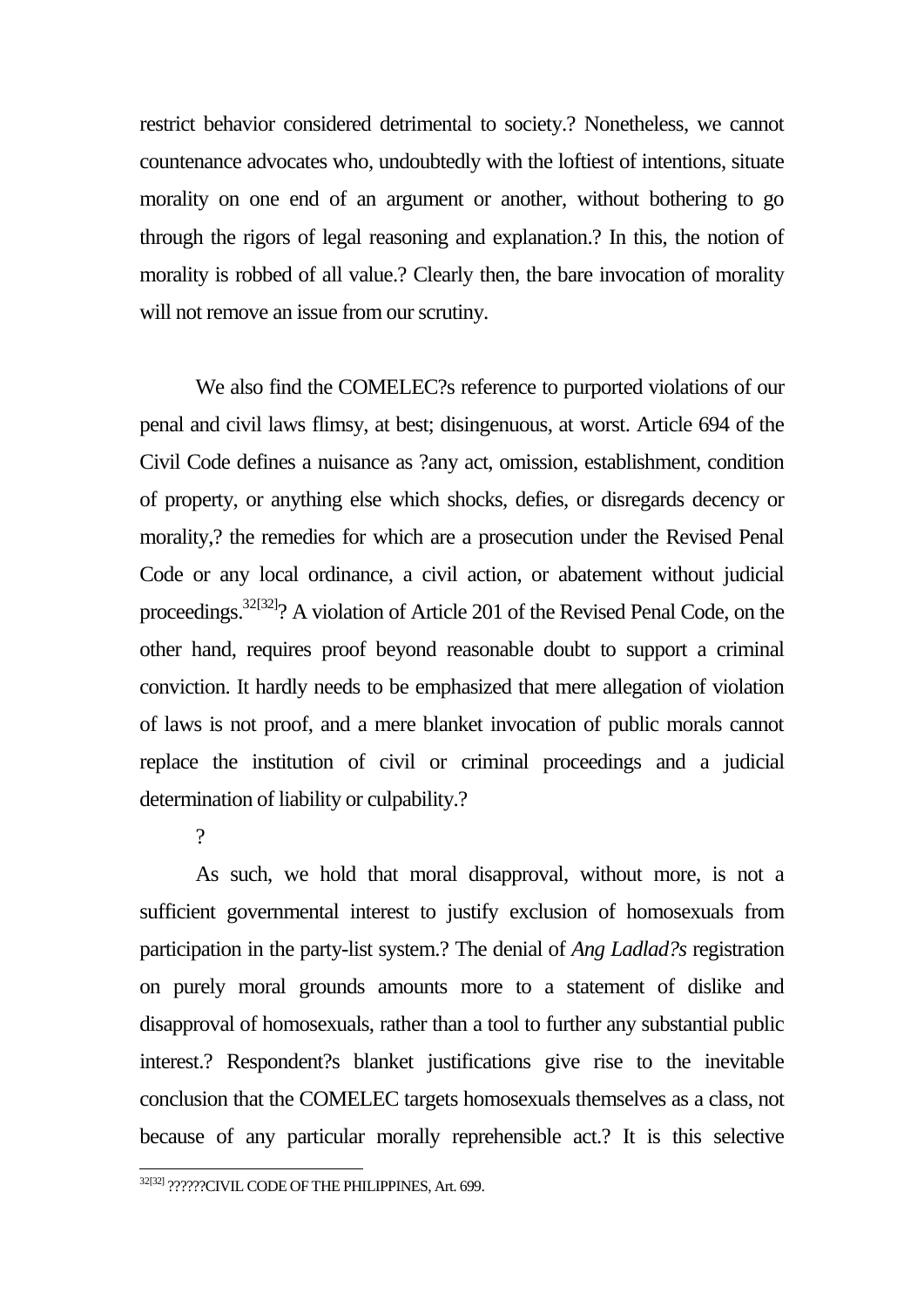restrict behavior considered detrimental to society.? Nonetheless, we cannot countenance advocates who, undoubtedly with the loftiest of intentions, situate morality on one end of an argument or another, without bothering to go through the rigors of legal reasoning and explanation.? In this, the notion of morality is robbed of all value.? Clearly then, the bare invocation of morality will not remove an issue from our scrutiny.

We also find the COMELEC?s reference to purported violations of our penal and civil laws flimsy, at best; disingenuous, at worst. Article 694 of the Civil Code defines a nuisance as ?any act, omission, establishment, condition of property, or anything else which shocks, defies, or disregards decency or morality,? the remedies for which are a prosecution under the Revised Penal Code or any local ordinance, a civil action, or abatement without judicial proceedings.[32[32]]? A violation of Article 201 of the Revised Penal Code, on the other hand, requires proof beyond reasonable doubt to support a criminal conviction. It hardly needs to be emphasized that mere allegation of violation of laws is not proof, and a mere blanket invocation of public morals cannot replace the institution of civil or criminal proceedings and a judicial determination of liability or culpability.?

?

As such, we hold that moral disapproval, without more, is not a sufficient governmental interest to justify exclusion of homosexuals from participation in the party-list system.? The denial of *Ang Ladlad?s* registration on purely moral grounds amounts more to a statement of dislike and disapproval of homosexuals, rather than a tool to further any substantial public interest.? Respondent?s blanket justifications give rise to the inevitable conclusion that the COMELEC targets homosexuals themselves as a class, not because of any particular morally reprehensible act.? It is this selective

---

[32[32]] ??????CIVIL CODE OF THE PHILIPPINES, Art. 699.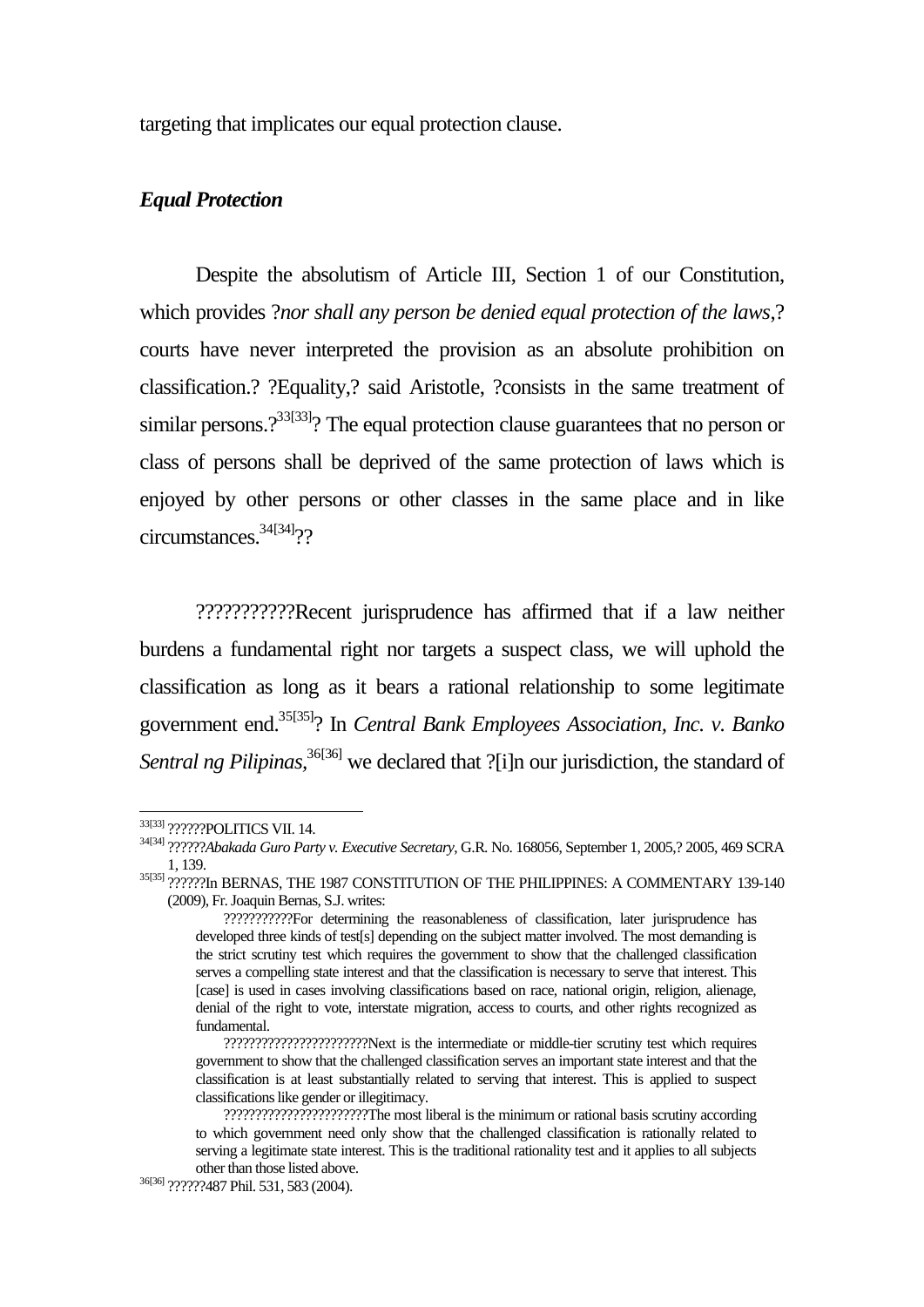targeting that implicates our equal protection clause.

### *Equal Protection*

Despite the absolutism of Article III, Section 1 of our Constitution, which provides ?*nor shall any person be denied equal protection of the laws*,? courts have never interpreted the provision as an absolute prohibition on classification.? ?Equality,? said Aristotle, ?consists in the same treatment of similar persons.?[33[33]]? The equal protection clause guarantees that no person or class of persons shall be deprived of the same protection of laws which is enjoyed by other persons or other classes in the same place and in like circumstances.[34[34]]??

???????????Recent jurisprudence has affirmed that if a law neither burdens a fundamental right nor targets a suspect class, we will uphold the classification as long as it bears a rational relationship to some legitimate government end.[35[35]]? In *Central Bank Employees Association, Inc. v. Banko Sentral ng Pilipinas*,[36[36]] we declared that ?[i]n our jurisdiction, the standard of

---

[33[33]] ??????POLITICS VII. 14.

[34[34]] ??????*Abakada Guro Party v. Executive Secretary*, G.R. No. 168056, September 1, 2005,? 2005, 469 SCRA 1, 139.

[35[35]] ??????In BERNAS, THE 1987 CONSTITUTION OF THE PHILIPPINES: A COMMENTARY 139-140 (2009), Fr. Joaquin Bernas, S.J. writes:

> ???????????For determining the reasonableness of classification, later jurisprudence has developed three kinds of test[s] depending on the subject matter involved. The most demanding is the strict scrutiny test which requires the government to show that the challenged classification serves a compelling state interest and that the classification is necessary to serve that interest. This [case] is used in cases involving classifications based on race, national origin, religion, alienage, denial of the right to vote, interstate migration, access to courts, and other rights recognized as fundamental.
>
> ??????????????????????Next is the intermediate or middle-tier scrutiny test which requires government to show that the challenged classification serves an important state interest and that the classification is at least substantially related to serving that interest. This is applied to suspect classifications like gender or illegitimacy.
>
> ??????????????????????The most liberal is the minimum or rational basis scrutiny according to which government need only show that the challenged classification is rationally related to serving a legitimate state interest. This is the traditional rationality test and it applies to all subjects other than those listed above.

[36[36]] ??????487 Phil. 531, 583 (2004).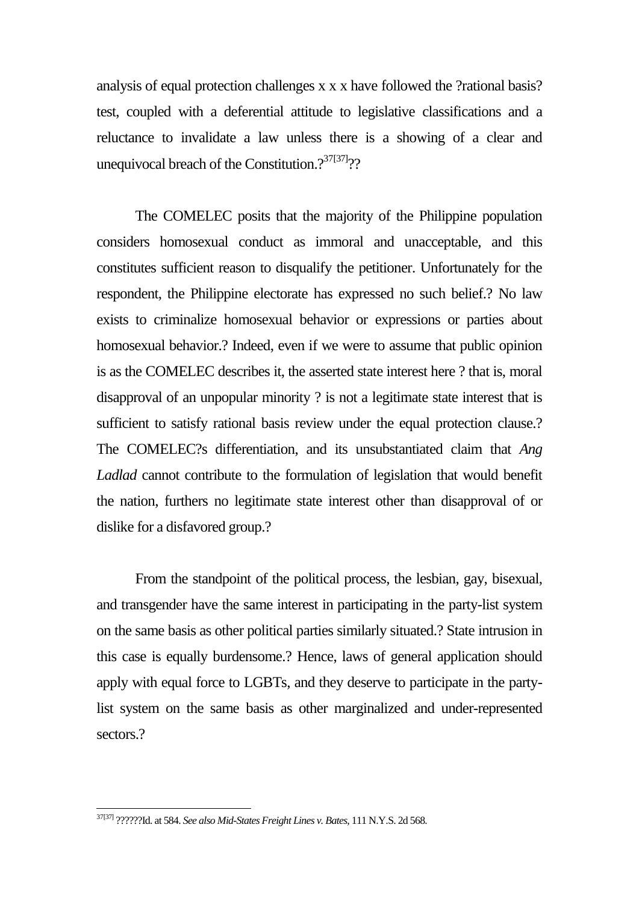analysis of equal protection challenges x x x have followed the ?rational basis? test, coupled with a deferential attitude to legislative classifications and a reluctance to invalidate a law unless there is a showing of a clear and unequivocal breach of the Constitution.?[37[37]]??

The COMELEC posits that the majority of the Philippine population considers homosexual conduct as immoral and unacceptable, and this constitutes sufficient reason to disqualify the petitioner. Unfortunately for the respondent, the Philippine electorate has expressed no such belief.? No law exists to criminalize homosexual behavior or expressions or parties about homosexual behavior.? Indeed, even if we were to assume that public opinion is as the COMELEC describes it, the asserted state interest here ? that is, moral disapproval of an unpopular minority ? is not a legitimate state interest that is sufficient to satisfy rational basis review under the equal protection clause.? The COMELEC?s differentiation, and its unsubstantiated claim that *Ang Ladlad* cannot contribute to the formulation of legislation that would benefit the nation, furthers no legitimate state interest other than disapproval of or dislike for a disfavored group.?

From the standpoint of the political process, the lesbian, gay, bisexual, and transgender have the same interest in participating in the party-list system on the same basis as other political parties similarly situated.? State intrusion in this case is equally burdensome.? Hence, laws of general application should apply with equal force to LGBTs, and they deserve to participate in the party-list system on the same basis as other marginalized and under-represented sectors.?

---

[37[37]] ??????Id. at 584. *See also Mid-States Freight Lines v. Bates*, 111 N.Y.S. 2d 568.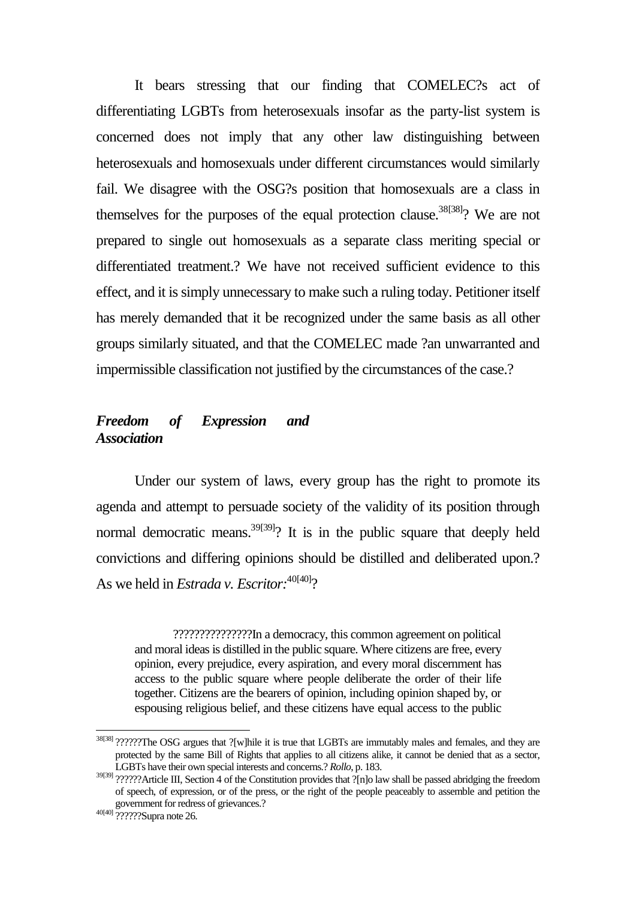It bears stressing that our finding that COMELEC?s act of differentiating LGBTs from heterosexuals insofar as the party-list system is concerned does not imply that any other law distinguishing between heterosexuals and homosexuals under different circumstances would similarly fail. We disagree with the OSG?s position that homosexuals are a class in themselves for the purposes of the equal protection clause.[38[38]]? We are not prepared to single out homosexuals as a separate class meriting special or differentiated treatment.? We have not received sufficient evidence to this effect, and it is simply unnecessary to make such a ruling today. Petitioner itself has merely demanded that it be recognized under the same basis as all other groups similarly situated, and that the COMELEC made ?an unwarranted and impermissible classification not justified by the circumstances of the case.?

### *Freedom of Expression and Association*

Under our system of laws, every group has the right to promote its agenda and attempt to persuade society of the validity of its position through normal democratic means.[39[39]]? It is in the public square that deeply held convictions and differing opinions should be distilled and deliberated upon.? As we held in *Estrada v. Escritor*:[40[40]]?

> ???????????????In a democracy, this common agreement on political and moral ideas is distilled in the public square. Where citizens are free, every opinion, every prejudice, every aspiration, and every moral discernment has access to the public square where people deliberate the order of their life together. Citizens are the bearers of opinion, including opinion shaped by, or espousing religious belief, and these citizens have equal access to the public

---

[38[38]] ??????The OSG argues that ?[w]hile it is true that LGBTs are immutably males and females, and they are protected by the same Bill of Rights that applies to all citizens alike, it cannot be denied that as a sector, LGBTs have their own special interests and concerns.? *Rollo*, p. 183.

[39[39]] ??????Article III, Section 4 of the Constitution provides that ?[n]o law shall be passed abridging the freedom of speech, of expression, or of the press, or the right of the people peaceably to assemble and petition the government for redress of grievances.?

[40[40]] ??????Supra note 26.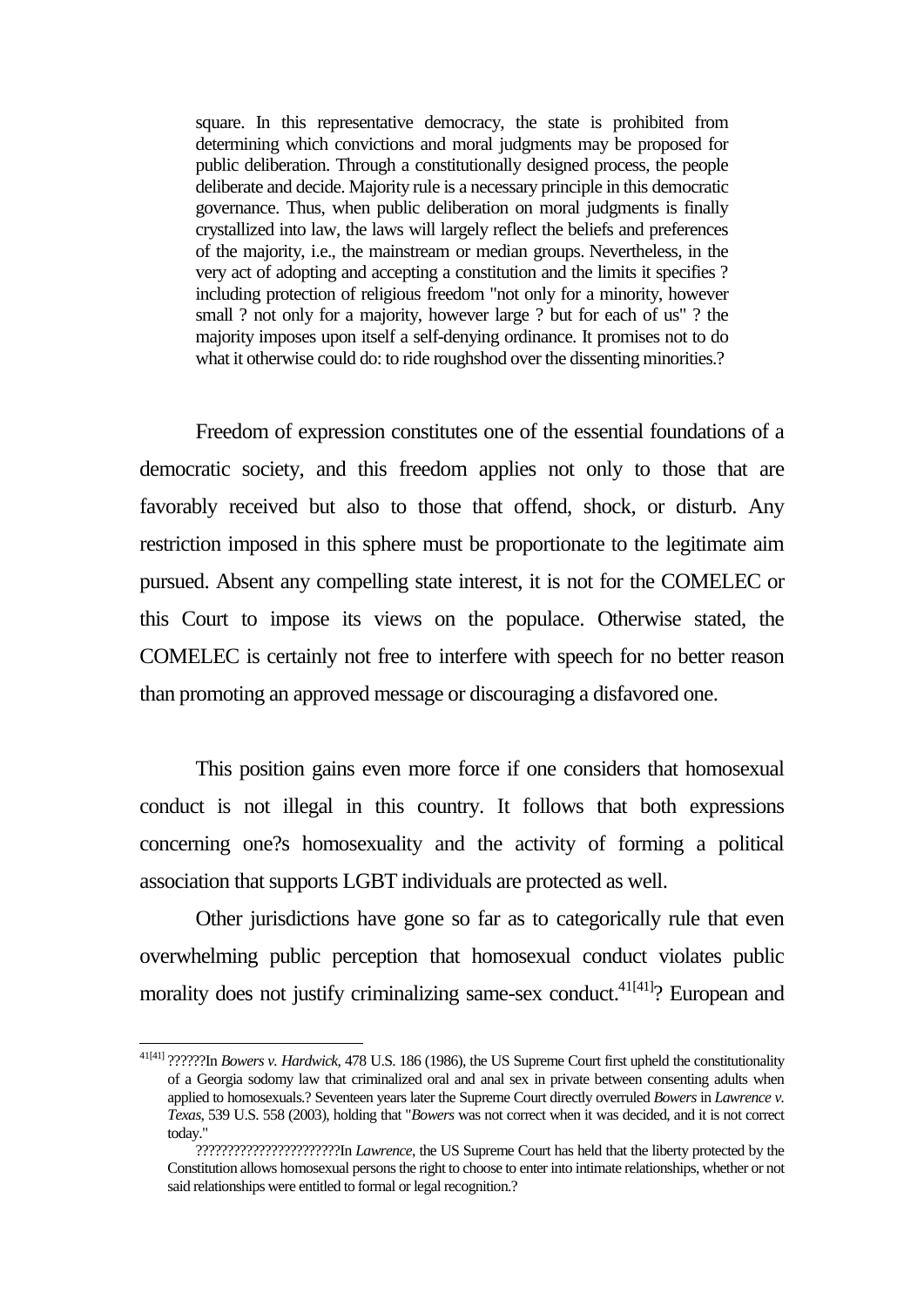> square. In this representative democracy, the state is prohibited from determining which convictions and moral judgments may be proposed for public deliberation. Through a constitutionally designed process, the people deliberate and decide. Majority rule is a necessary principle in this democratic governance. Thus, when public deliberation on moral judgments is finally crystallized into law, the laws will largely reflect the beliefs and preferences of the majority, i.e., the mainstream or median groups. Nevertheless, in the very act of adopting and accepting a constitution and the limits it specifies ? including protection of religious freedom "not only for a minority, however small ? not only for a majority, however large ? but for each of us" ? the majority imposes upon itself a self-denying ordinance. It promises not to do what it otherwise could do: to ride roughshod over the dissenting minorities.?

Freedom of expression constitutes one of the essential foundations of a democratic society, and this freedom applies not only to those that are favorably received but also to those that offend, shock, or disturb. Any restriction imposed in this sphere must be proportionate to the legitimate aim pursued. Absent any compelling state interest, it is not for the COMELEC or this Court to impose its views on the populace. Otherwise stated, the COMELEC is certainly not free to interfere with speech for no better reason than promoting an approved message or discouraging a disfavored one.

This position gains even more force if one considers that homosexual conduct is not illegal in this country. It follows that both expressions concerning one?s homosexuality and the activity of forming a political association that supports LGBT individuals are protected as well.

Other jurisdictions have gone so far as to categorically rule that even overwhelming public perception that homosexual conduct violates public morality does not justify criminalizing same-sex conduct.[41[41]]? European and

---

[41[41]] ??????In *Bowers v. Hardwick*, 478 U.S. 186 (1986), the US Supreme Court first upheld the constitutionality of a Georgia sodomy law that criminalized oral and anal sex in private between consenting adults when applied to homosexuals.? Seventeen years later the Supreme Court directly overruled *Bowers* in *Lawrence v. Texas*, 539 U.S. 558 (2003), holding that "*Bowers* was not correct when it was decided, and it is not correct today."

??????????????????????In *Lawrence*, the US Supreme Court has held that the liberty protected by the Constitution allows homosexual persons the right to choose to enter into intimate relationships, whether or not said relationships were entitled to formal or legal recognition.?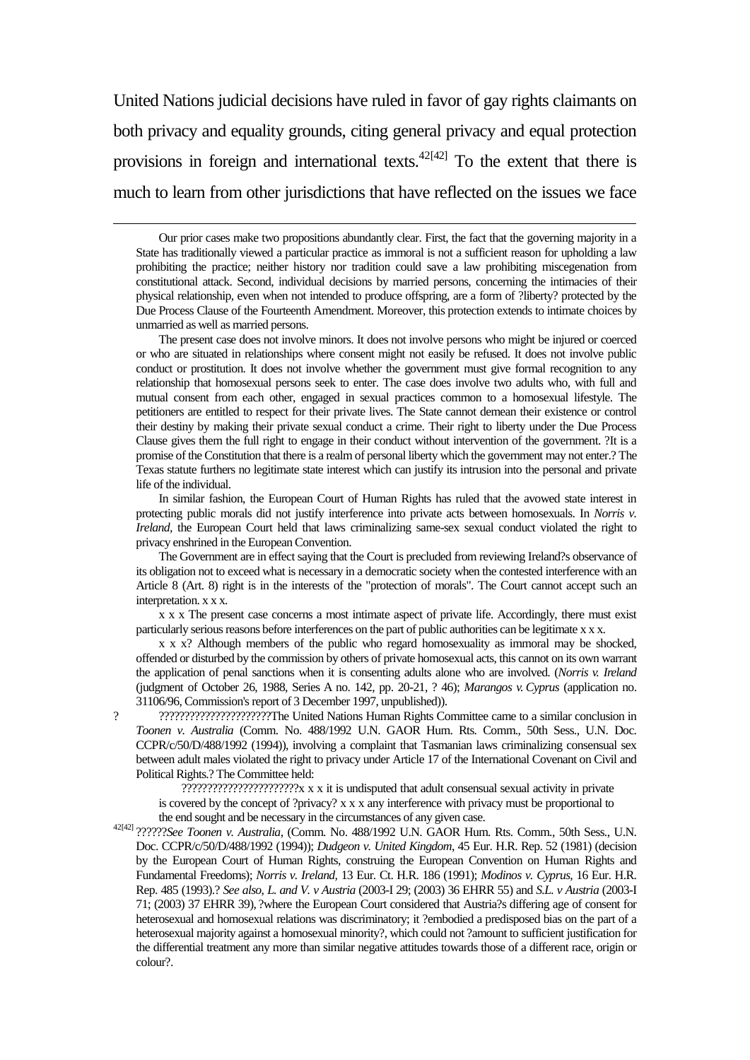United Nations judicial decisions have ruled in favor of gay rights claimants on both privacy and equality grounds, citing general privacy and equal protection provisions in foreign and international texts.[42[42]] To the extent that there is much to learn from other jurisdictions that have reflected on the issues we face

---

Our prior cases make two propositions abundantly clear. First, the fact that the governing majority in a State has traditionally viewed a particular practice as immoral is not a sufficient reason for upholding a law prohibiting the practice; neither history nor tradition could save a law prohibiting miscegenation from constitutional attack. Second, individual decisions by married persons, concerning the intimacies of their physical relationship, even when not intended to produce offspring, are a form of ?liberty? protected by the Due Process Clause of the Fourteenth Amendment. Moreover, this protection extends to intimate choices by unmarried as well as married persons.

The present case does not involve minors. It does not involve persons who might be injured or coerced or who are situated in relationships where consent might not easily be refused. It does not involve public conduct or prostitution. It does not involve whether the government must give formal recognition to any relationship that homosexual persons seek to enter. The case does involve two adults who, with full and mutual consent from each other, engaged in sexual practices common to a homosexual lifestyle. The petitioners are entitled to respect for their private lives. The State cannot demean their existence or control their destiny by making their private sexual conduct a crime. Their right to liberty under the Due Process Clause gives them the full right to engage in their conduct without intervention of the government. ?It is a promise of the Constitution that there is a realm of personal liberty which the government may not enter.? The Texas statute furthers no legitimate state interest which can justify its intrusion into the personal and private life of the individual.

In similar fashion, the European Court of Human Rights has ruled that the avowed state interest in protecting public morals did not justify interference into private acts between homosexuals. In *Norris v. Ireland*, the European Court held that laws criminalizing same-sex sexual conduct violated the right to privacy enshrined in the European Convention.

The Government are in effect saying that the Court is precluded from reviewing Ireland?s observance of its obligation not to exceed what is necessary in a democratic society when the contested interference with an Article 8 (Art. 8) right is in the interests of the "protection of morals". The Court cannot accept such an interpretation. x x x.

x x x The present case concerns a most intimate aspect of private life. Accordingly, there must exist particularly serious reasons before interferences on the part of public authorities can be legitimate x x x.

x x x? Although members of the public who regard homosexuality as immoral may be shocked, offended or disturbed by the commission by others of private homosexual acts, this cannot on its own warrant the application of penal sanctions when it is consenting adults alone who are involved. (*Norris v. Ireland* (judgment of October 26, 1988, Series A no. 142, pp. 20-21, ? 46); *Marangos v. Cyprus* (application no. 31106/96, Commission's report of 3 December 1997, unpublished)).

? ?????????????????????The United Nations Human Rights Committee came to a similar conclusion in *Toonen v. Australia* (Comm. No. 488/1992 U.N. GAOR Hum. Rts. Comm., 50th Sess., U.N. Doc. CCPR/c/50/D/488/1992 (1994)), involving a complaint that Tasmanian laws criminalizing consensual sex between adult males violated the right to privacy under Article 17 of the International Covenant on Civil and Political Rights.? The Committee held:

> ??????????????????????x x x it is undisputed that adult consensual sexual activity in private is covered by the concept of ?privacy? x x x any interference with privacy must be proportional to the end sought and be necessary in the circumstances of any given case.

[42[42]] ??????*See Toonen v. Australia*, (Comm. No. 488/1992 U.N. GAOR Hum. Rts. Comm., 50th Sess., U.N. Doc. CCPR/c/50/D/488/1992 (1994)); *Dudgeon v. United Kingdom*, 45 Eur. H.R. Rep. 52 (1981) (decision by the European Court of Human Rights, construing the European Convention on Human Rights and Fundamental Freedoms); *Norris v. Ireland*, 13 Eur. Ct. H.R. 186 (1991); *Modinos v. Cyprus*, 16 Eur. H.R. Rep. 485 (1993).? *See also*, *L. and V. v Austria* (2003-I 29; (2003) 36 EHRR 55) and *S.L. v Austria* (2003-I 71; (2003) 37 EHRR 39), ?where the European Court considered that Austria?s differing age of consent for heterosexual and homosexual relations was discriminatory; it ?embodied a predisposed bias on the part of a heterosexual majority against a homosexual minority?, which could not ?amount to sufficient justification for the differential treatment any more than similar negative attitudes towards those of a different race, origin or colour?.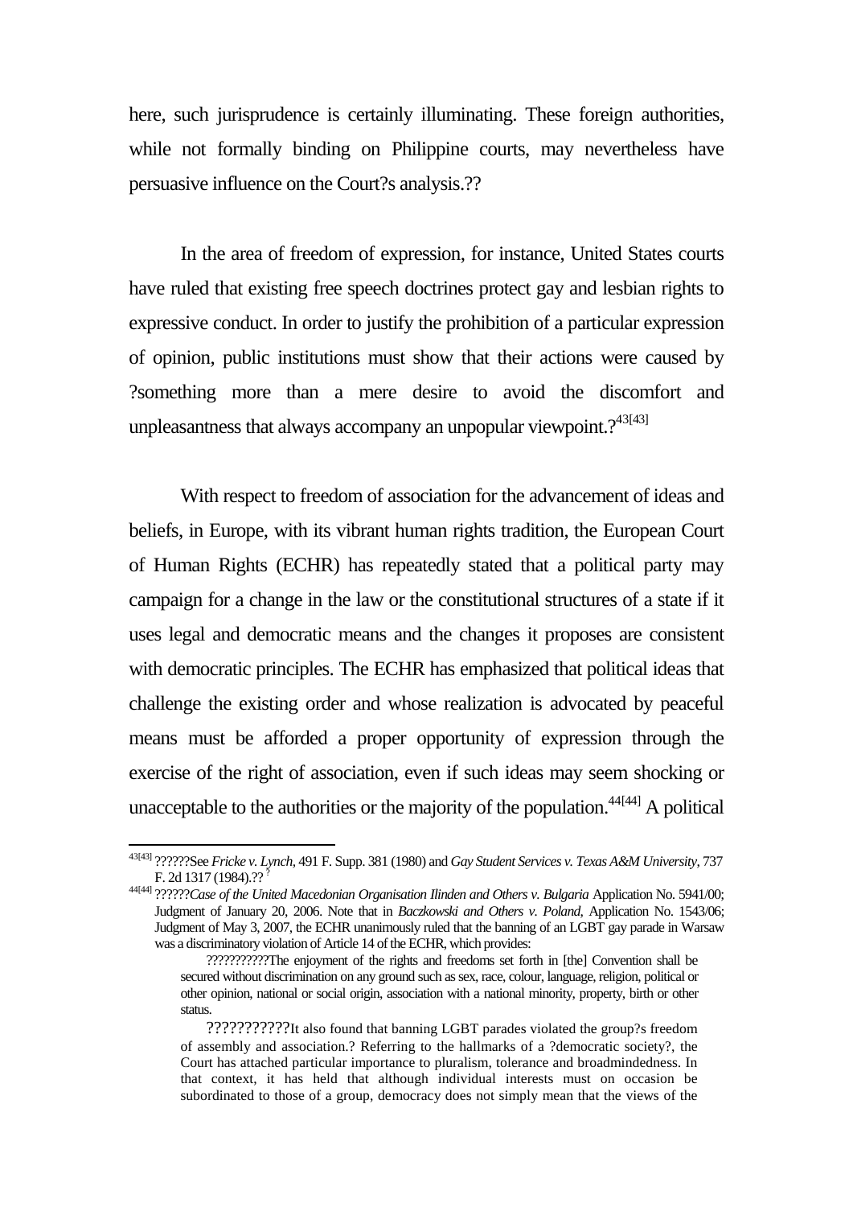here, such jurisprudence is certainly illuminating. These foreign authorities, while not formally binding on Philippine courts, may nevertheless have persuasive influence on the Court?s analysis.??

In the area of freedom of expression, for instance, United States courts have ruled that existing free speech doctrines protect gay and lesbian rights to expressive conduct. In order to justify the prohibition of a particular expression of opinion, public institutions must show that their actions were caused by ?something more than a mere desire to avoid the discomfort and unpleasantness that always accompany an unpopular viewpoint.?[43[43]]

With respect to freedom of association for the advancement of ideas and beliefs, in Europe, with its vibrant human rights tradition, the European Court of Human Rights (ECHR) has repeatedly stated that a political party may campaign for a change in the law or the constitutional structures of a state if it uses legal and democratic means and the changes it proposes are consistent with democratic principles. The ECHR has emphasized that political ideas that challenge the existing order and whose realization is advocated by peaceful means must be afforded a proper opportunity of expression through the exercise of the right of association, even if such ideas may seem shocking or unacceptable to the authorities or the majority of the population.[44[44]] A political

---

[43[43]] ??????See *Fricke v. Lynch*, 491 F. Supp. 381 (1980) and *Gay Student Services v. Texas A&M University*, 737 F. 2d 1317 (1984).??

[44[44]] ??????*Case of the United Macedonian Organisation Ilinden and Others v. Bulgaria* Application No. 5941/00; Judgment of January 20, 2006. Note that in *Baczkowski and Others v. Poland*, Application No. 1543/06; Judgment of May 3, 2007, the ECHR unanimously ruled that the banning of an LGBT gay parade in Warsaw was a discriminatory violation of Article 14 of the ECHR, which provides:

> ???????????The enjoyment of the rights and freedoms set forth in [the] Convention shall be secured without discrimination on any ground such as sex, race, colour, language, religion, political or other opinion, national or social origin, association with a national minority, property, birth or other status.

> ???????????It also found that banning LGBT parades violated the group?s freedom of assembly and association.? Referring to the hallmarks of a ?democratic society?, the Court has attached particular importance to pluralism, tolerance and broadmindedness. In that context, it has held that although individual interests must on occasion be subordinated to those of a group, democracy does not simply mean that the views of the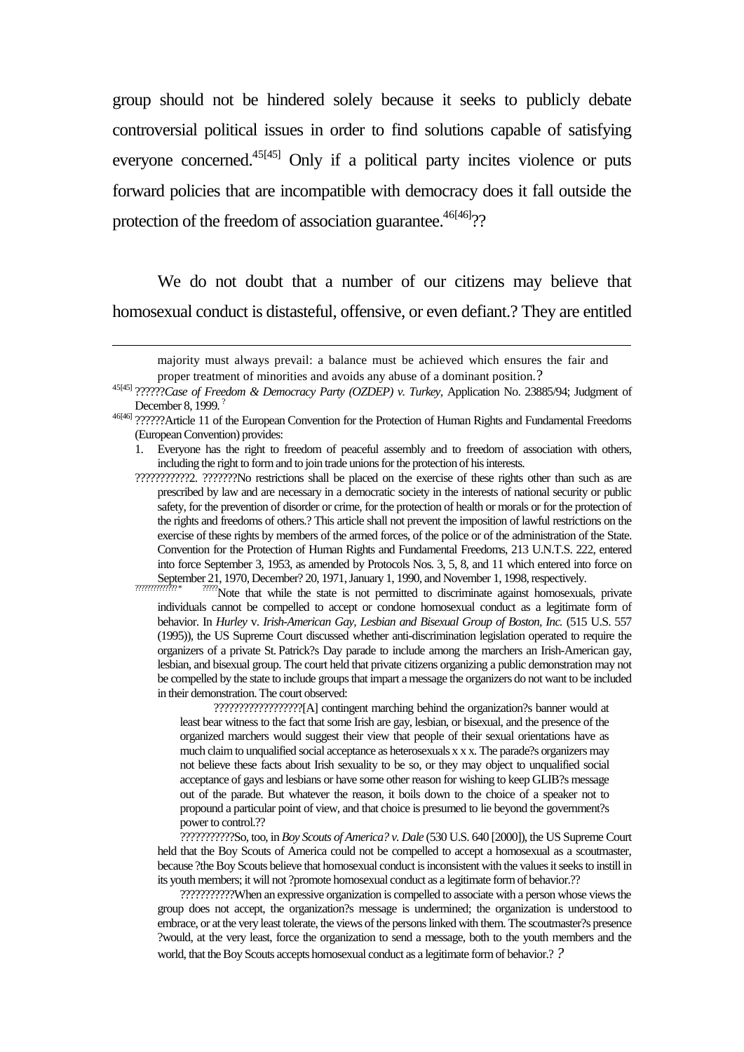group should not be hindered solely because it seeks to publicly debate controversial political issues in order to find solutions capable of satisfying everyone concerned.[45[45]] Only if a political party incites violence or puts forward policies that are incompatible with democracy does it fall outside the protection of the freedom of association guarantee.[46[46]]??

We do not doubt that a number of our citizens may believe that homosexual conduct is distasteful, offensive, or even defiant.? They are entitled

---

majority must always prevail: a balance must be achieved which ensures the fair and proper treatment of minorities and avoids any abuse of a dominant position.?

[45[45]] ??????*Case of Freedom & Democracy Party (OZDEP) v. Turkey*, Application No. 23885/94; Judgment of December 8, 1999. ?

[46[46]] ??????Article 11 of the European Convention for the Protection of Human Rights and Fundamental Freedoms (European Convention) provides:

1. Everyone has the right to freedom of peaceful assembly and to freedom of association with others, including the right to form and to join trade unions for the protection of his interests.

????????????2. ???????No restrictions shall be placed on the exercise of these rights other than such as are prescribed by law and are necessary in a democratic society in the interests of national security or public safety, for the prevention of disorder or crime, for the protection of health or morals or for the protection of the rights and freedoms of others.? This article shall not prevent the imposition of lawful restrictions on the exercise of these rights by members of the armed forces, of the police or of the administration of the State. Convention for the Protection of Human Rights and Fundamental Freedoms, 213 U.N.T.S. 222, entered into force September 3, 1953, as amended by Protocols Nos. 3, 5, 8, and 11 which entered into force on September 21, 1970, December? 20, 1971, January 1, 1990, and November 1, 1998, respectively.

??????????????* ?????Note that while the state is not permitted to discriminate against homosexuals, private individuals cannot be compelled to accept or condone homosexual conduct as a legitimate form of behavior. In *Hurley* v. *Irish-American Gay, Lesbian and Bisexual Group of Boston, Inc.* (515 U.S. 557 (1995)), the US Supreme Court discussed whether anti-discrimination legislation operated to require the organizers of a private St. Patrick?s Day parade to include among the marchers an Irish-American gay, lesbian, and bisexual group. The court held that private citizens organizing a public demonstration may not be compelled by the state to include groups that impart a message the organizers do not want to be included in their demonstration. The court observed:

> ??????????????????[A] contingent marching behind the organization?s banner would at least bear witness to the fact that some Irish are gay, lesbian, or bisexual, and the presence of the organized marchers would suggest their view that people of their sexual orientations have as much claim to unqualified social acceptance as heterosexuals x x x. The parade?s organizers may not believe these facts about Irish sexuality to be so, or they may object to unqualified social acceptance of gays and lesbians or have some other reason for wishing to keep GLIB?s message out of the parade. But whatever the reason, it boils down to the choice of a speaker not to propound a particular point of view, and that choice is presumed to lie beyond the government?s power to control.??

???????????So, too, in *Boy Scouts of America? v. Dale* (530 U.S. 640 [2000]), the US Supreme Court held that the Boy Scouts of America could not be compelled to accept a homosexual as a scoutmaster, because ?the Boy Scouts believe that homosexual conduct is inconsistent with the values it seeks to instill in its youth members; it will not ?promote homosexual conduct as a legitimate form of behavior.??

???????????When an expressive organization is compelled to associate with a person whose views the group does not accept, the organization?s message is undermined; the organization is understood to embrace, or at the very least tolerate, the views of the persons linked with them. The scoutmaster?s presence ?would, at the very least, force the organization to send a message, both to the youth members and the world, that the Boy Scouts accepts homosexual conduct as a legitimate form of behavior.? ?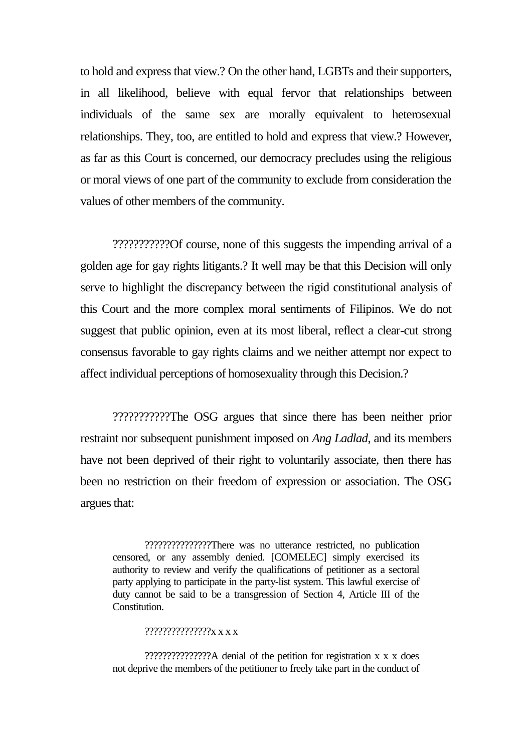to hold and express that view.? On the other hand, LGBTs and their supporters, in all likelihood, believe with equal fervor that relationships between individuals of the same sex are morally equivalent to heterosexual relationships. They, too, are entitled to hold and express that view.? However, as far as this Court is concerned, our democracy precludes using the religious or moral views of one part of the community to exclude from consideration the values of other members of the community.

???????????Of course, none of this suggests the impending arrival of a golden age for gay rights litigants.? It well may be that this Decision will only serve to highlight the discrepancy between the rigid constitutional analysis of this Court and the more complex moral sentiments of Filipinos. We do not suggest that public opinion, even at its most liberal, reflect a clear-cut strong consensus favorable to gay rights claims and we neither attempt nor expect to affect individual perceptions of homosexuality through this Decision.?

???????????The OSG argues that since there has been neither prior restraint nor subsequent punishment imposed on *Ang Ladlad*, and its members have not been deprived of their right to voluntarily associate, then there has been no restriction on their freedom of expression or association. The OSG argues that:

> ???????????????There was no utterance restricted, no publication censored, or any assembly denied. [COMELEC] simply exercised its authority to review and verify the qualifications of petitioner as a sectoral party applying to participate in the party-list system. This lawful exercise of duty cannot be said to be a transgression of Section 4, Article III of the Constitution.
>
> ???????????????x x x x
>
> ???????????????A denial of the petition for registration x x x does not deprive the members of the petitioner to freely take part in the conduct of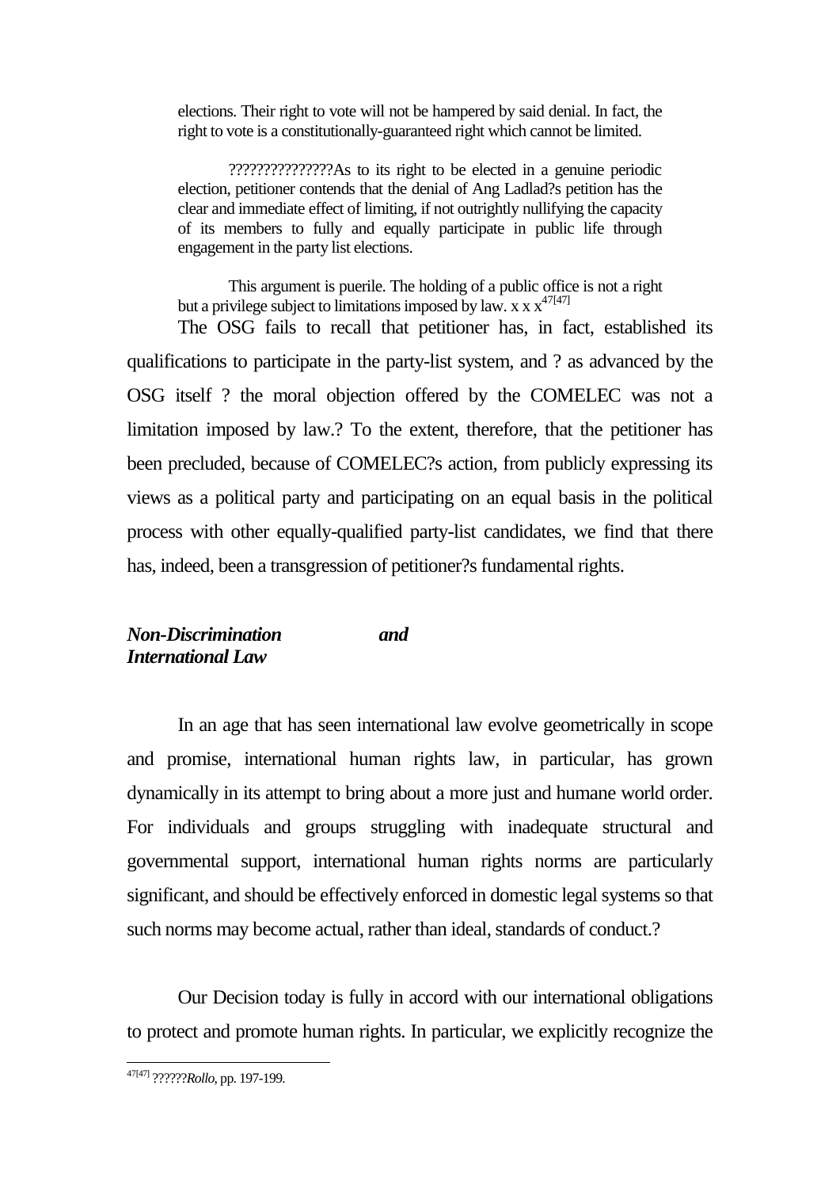elections. Their right to vote will not be hampered by said denial. In fact, the right to vote is a constitutionally-guaranteed right which cannot be limited.

> ???????????????As to its right to be elected in a genuine periodic election, petitioner contends that the denial of Ang Ladlad?s petition has the clear and immediate effect of limiting, if not outrightly nullifying the capacity of its members to fully and equally participate in public life through engagement in the party list elections.
>
> This argument is puerile. The holding of a public office is not a right but a privilege subject to limitations imposed by law. x x x[47[47]]

The OSG fails to recall that petitioner has, in fact, established its qualifications to participate in the party-list system, and ? as advanced by the OSG itself ? the moral objection offered by the COMELEC was not a limitation imposed by law.? To the extent, therefore, that the petitioner has been precluded, because of COMELEC?s action, from publicly expressing its views as a political party and participating on an equal basis in the political process with other equally-qualified party-list candidates, we find that there has, indeed, been a transgression of petitioner?s fundamental rights.

***Non-Discrimination and International Law***

In an age that has seen international law evolve geometrically in scope and promise, international human rights law, in particular, has grown dynamically in its attempt to bring about a more just and humane world order. For individuals and groups struggling with inadequate structural and governmental support, international human rights norms are particularly significant, and should be effectively enforced in domestic legal systems so that such norms may become actual, rather than ideal, standards of conduct.?

Our Decision today is fully in accord with our international obligations to protect and promote human rights. In particular, we explicitly recognize the

---

[47[47]] ??????*Rollo*, pp. 197-199.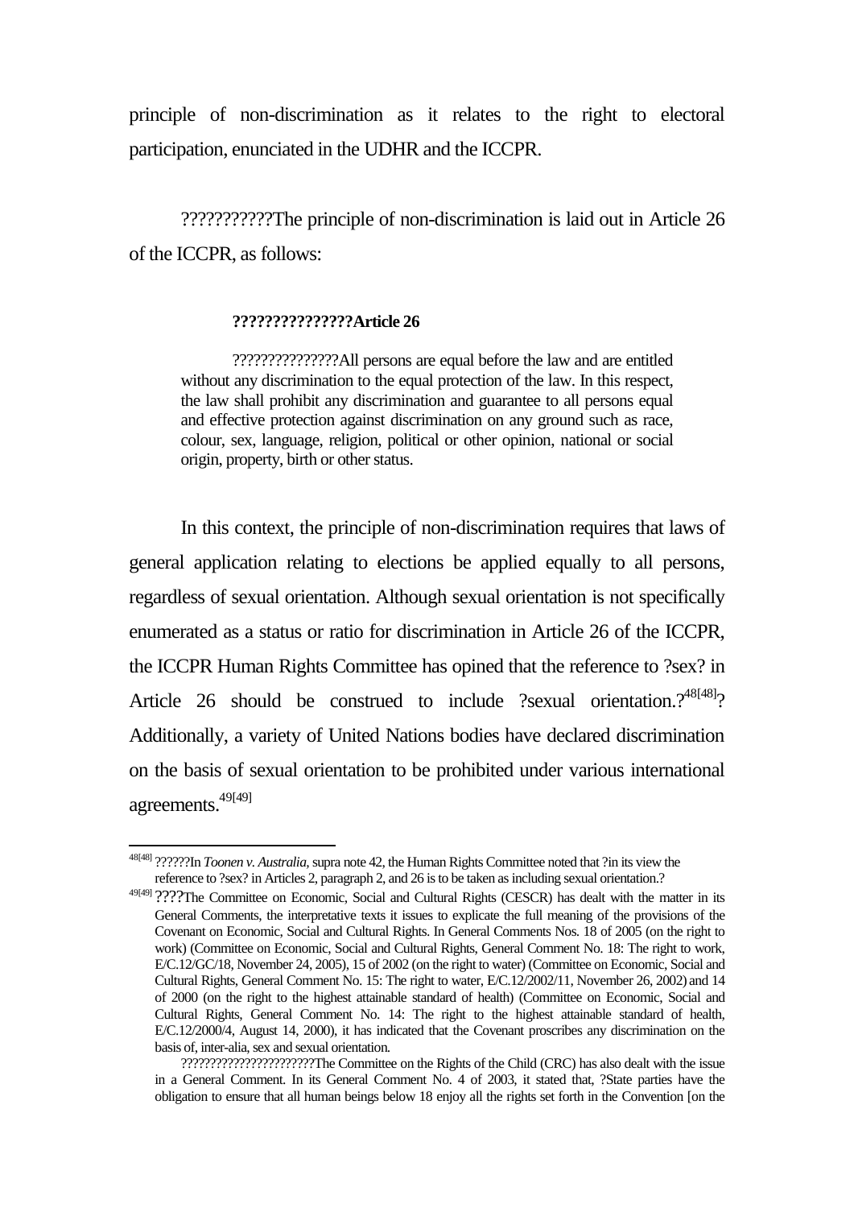principle of non-discrimination as it relates to the right to electoral participation, enunciated in the UDHR and the ICCPR.

???????????The principle of non-discrimination is laid out in Article 26 of the ICCPR, as follows:

> **???????????????Article 26**
>
> ???????????????All persons are equal before the law and are entitled without any discrimination to the equal protection of the law. In this respect, the law shall prohibit any discrimination and guarantee to all persons equal and effective protection against discrimination on any ground such as race, colour, sex, language, religion, political or other opinion, national or social origin, property, birth or other status.

In this context, the principle of non-discrimination requires that laws of general application relating to elections be applied equally to all persons, regardless of sexual orientation. Although sexual orientation is not specifically enumerated as a status or ratio for discrimination in Article 26 of the ICCPR, the ICCPR Human Rights Committee has opined that the reference to ?sex? in Article 26 should be construed to include ?sexual orientation.?[48[48]]? Additionally, a variety of United Nations bodies have declared discrimination on the basis of sexual orientation to be prohibited under various international agreements.[49[49]]

---

[48[48]] ??????In *Toonen v. Australia*, supra note 42, the Human Rights Committee noted that ?in its view the reference to ?sex? in Articles 2, paragraph 2, and 26 is to be taken as including sexual orientation.?

[49[49]] ????The Committee on Economic, Social and Cultural Rights (CESCR) has dealt with the matter in its General Comments, the interpretative texts it issues to explicate the full meaning of the provisions of the Covenant on Economic, Social and Cultural Rights. In General Comments Nos. 18 of 2005 (on the right to work) (Committee on Economic, Social and Cultural Rights, General Comment No. 18: The right to work, E/C.12/GC/18, November 24, 2005), 15 of 2002 (on the right to water) (Committee on Economic, Social and Cultural Rights, General Comment No. 15: The right to water, E/C.12/2002/11, November 26, 2002) and 14 of 2000 (on the right to the highest attainable standard of health) (Committee on Economic, Social and Cultural Rights, General Comment No. 14: The right to the highest attainable standard of health, E/C.12/2000/4, August 14, 2000), it has indicated that the Covenant proscribes any discrimination on the basis of, inter-alia, sex and sexual orientation.

??????????????????????The Committee on the Rights of the Child (CRC) has also dealt with the issue in a General Comment. In its General Comment No. 4 of 2003, it stated that, ?State parties have the obligation to ensure that all human beings below 18 enjoy all the rights set forth in the Convention [on the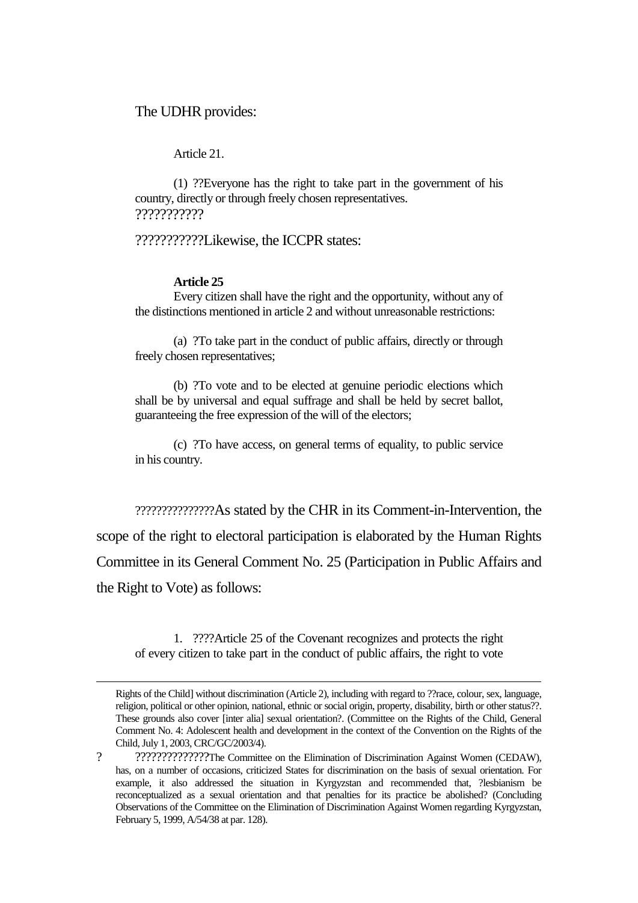The UDHR provides:

> Article 21.
>
> (1) ??Everyone has the right to take part in the government of his country, directly or through freely chosen representatives.
> ???????????

???????????Likewise, the ICCPR states:

> **Article 25**
>
> Every citizen shall have the right and the opportunity, without any of the distinctions mentioned in article 2 and without unreasonable restrictions:
>
> (a) ?To take part in the conduct of public affairs, directly or through freely chosen representatives;
>
> (b) ?To vote and to be elected at genuine periodic elections which shall be by universal and equal suffrage and shall be held by secret ballot, guaranteeing the free expression of the will of the electors;
>
> (c) ?To have access, on general terms of equality, to public service in his country.

???????????????As stated by the CHR in its Comment-in-Intervention, the scope of the right to electoral participation is elaborated by the Human Rights Committee in its General Comment No. 25 (Participation in Public Affairs and the Right to Vote) as follows:

> 1. ????Article 25 of the Covenant recognizes and protects the right of every citizen to take part in the conduct of public affairs, the right to vote

---

Rights of the Child] without discrimination (Article 2), including with regard to ??race, colour, sex, language, religion, political or other opinion, national, ethnic or social origin, property, disability, birth or other status??. These grounds also cover [inter alia] sexual orientation?. (Committee on the Rights of the Child, General Comment No. 4: Adolescent health and development in the context of the Convention on the Rights of the Child, July 1, 2003, CRC/GC/2003/4).

? ??????????????The Committee on the Elimination of Discrimination Against Women (CEDAW), has, on a number of occasions, criticized States for discrimination on the basis of sexual orientation. For example, it also addressed the situation in Kyrgyzstan and recommended that, ?lesbianism be reconceptualized as a sexual orientation and that penalties for its practice be abolished? (Concluding Observations of the Committee on the Elimination of Discrimination Against Women regarding Kyrgyzstan, February 5, 1999, A/54/38 at par. 128).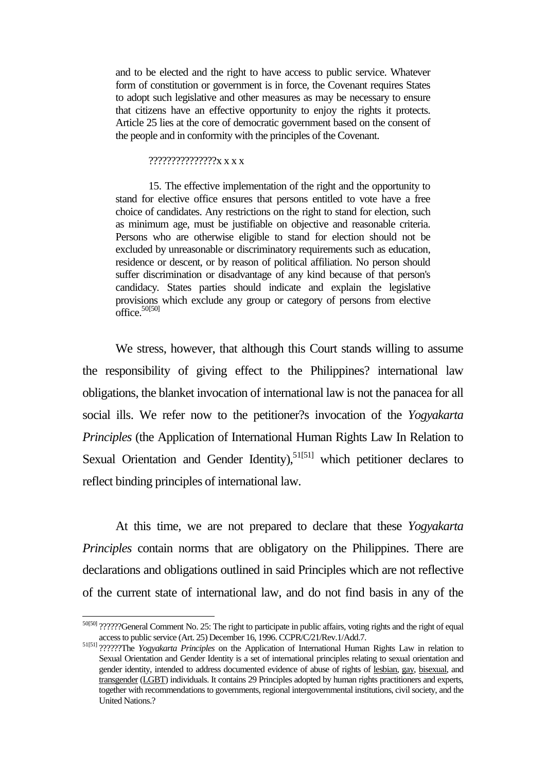and to be elected and the right to have access to public service. Whatever form of constitution or government is in force, the Covenant requires States to adopt such legislative and other measures as may be necessary to ensure that citizens have an effective opportunity to enjoy the rights it protects. Article 25 lies at the core of democratic government based on the consent of the people and in conformity with the principles of the Covenant.

???????????????x x x x

15. The effective implementation of the right and the opportunity to stand for elective office ensures that persons entitled to vote have a free choice of candidates. Any restrictions on the right to stand for election, such as minimum age, must be justifiable on objective and reasonable criteria. Persons who are otherwise eligible to stand for election should not be excluded by unreasonable or discriminatory requirements such as education, residence or descent, or by reason of political affiliation. No person should suffer discrimination or disadvantage of any kind because of that person's candidacy. States parties should indicate and explain the legislative provisions which exclude any group or category of persons from elective office.[50[50]]

We stress, however, that although this Court stands willing to assume the responsibility of giving effect to the Philippines? international law obligations, the blanket invocation of international law is not the panacea for all social ills. We refer now to the petitioner?s invocation of the *Yogyakarta Principles* (the Application of International Human Rights Law In Relation to Sexual Orientation and Gender Identity),[51[51]] which petitioner declares to reflect binding principles of international law.

At this time, we are not prepared to declare that these *Yogyakarta Principles* contain norms that are obligatory on the Philippines. There are declarations and obligations outlined in said Principles which are not reflective of the current state of international law, and do not find basis in any of the

---

[50[50]] ??????General Comment No. 25: The right to participate in public affairs, voting rights and the right of equal access to public service (Art. 25) December 16, 1996. CCPR/C/21/Rev.1/Add.7.

[51[51]] ??????The *Yogyakarta Principles* on the Application of International Human Rights Law in relation to Sexual Orientation and Gender Identity is a set of international principles relating to sexual orientation and gender identity, intended to address documented evidence of abuse of rights of lesbian, gay, bisexual, and transgender (LGBT) individuals. It contains 29 Principles adopted by human rights practitioners and experts, together with recommendations to governments, regional intergovernmental institutions, civil society, and the United Nations.?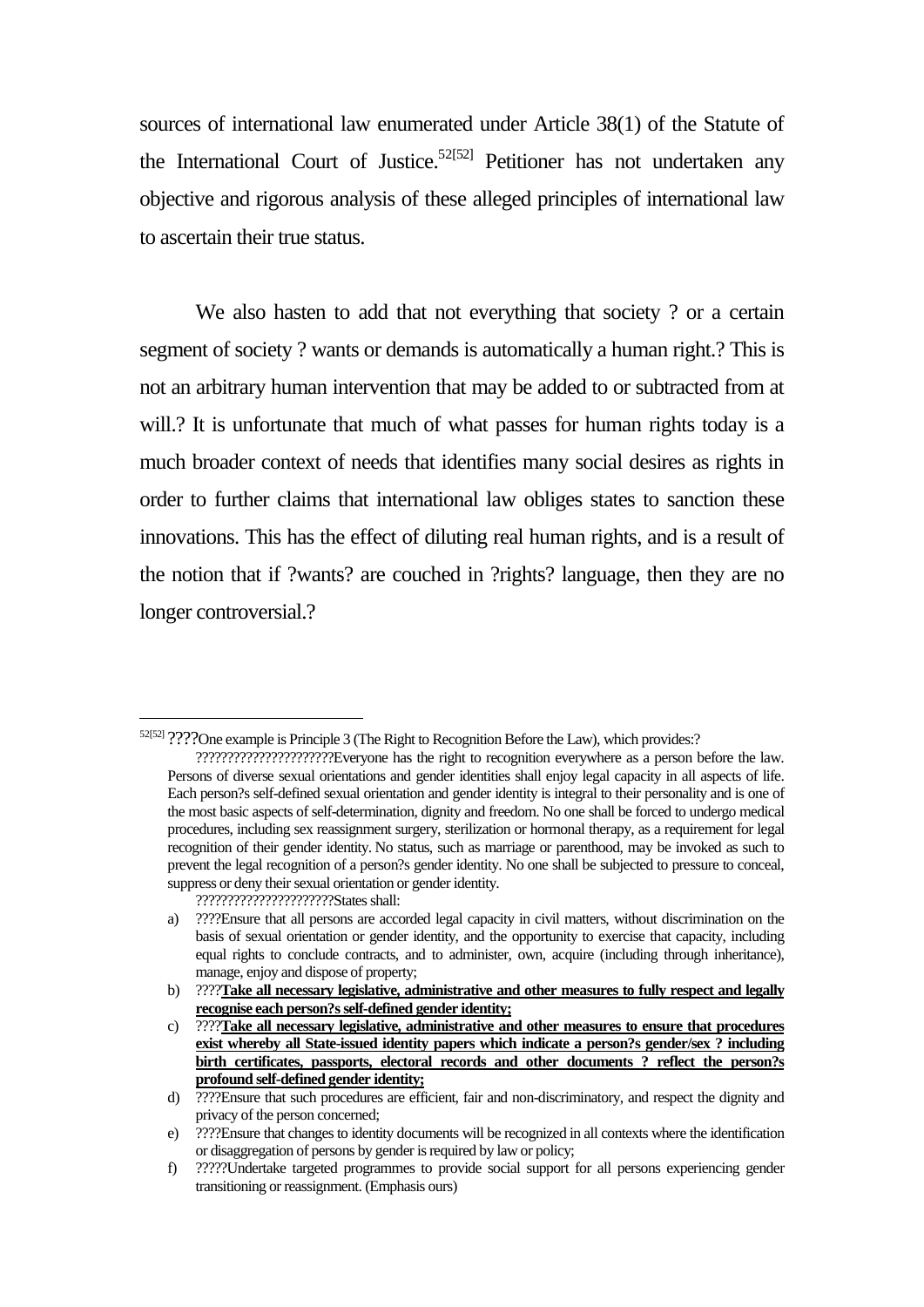sources of international law enumerated under Article 38(1) of the Statute of the International Court of Justice.[52[52]] Petitioner has not undertaken any objective and rigorous analysis of these alleged principles of international law to ascertain their true status.

We also hasten to add that not everything that society ? or a certain segment of society ? wants or demands is automatically a human right.? This is not an arbitrary human intervention that may be added to or subtracted from at will.? It is unfortunate that much of what passes for human rights today is a much broader context of needs that identifies many social desires as rights in order to further claims that international law obliges states to sanction these innovations. This has the effect of diluting real human rights, and is a result of the notion that if ?wants? are couched in ?rights? language, then they are no longer controversial.?

---

[52[52]] ????One example is Principle 3 (The Right to Recognition Before the Law), which provides:?

??????????????????????Everyone has the right to recognition everywhere as a person before the law. Persons of diverse sexual orientations and gender identities shall enjoy legal capacity in all aspects of life. Each person?s self-defined sexual orientation and gender identity is integral to their personality and is one of the most basic aspects of self-determination, dignity and freedom. No one shall be forced to undergo medical procedures, including sex reassignment surgery, sterilization or hormonal therapy, as a requirement for legal recognition of their gender identity. No status, such as marriage or parenthood, may be invoked as such to prevent the legal recognition of a person?s gender identity. No one shall be subjected to pressure to conceal, suppress or deny their sexual orientation or gender identity.

??????????????????????States shall:

a) ????Ensure that all persons are accorded legal capacity in civil matters, without discrimination on the basis of sexual orientation or gender identity, and the opportunity to exercise that capacity, including equal rights to conclude contracts, and to administer, own, acquire (including through inheritance), manage, enjoy and dispose of property;

b) ????**Take all necessary legislative, administrative and other measures to fully respect and legally recognise each person?s self-defined gender identity;**

c) ????**Take all necessary legislative, administrative and other measures to ensure that procedures exist whereby all State-issued identity papers which indicate a person?s gender/sex ? including birth certificates, passports, electoral records and other documents ? reflect the person?s profound self-defined gender identity;**

d) ????Ensure that such procedures are efficient, fair and non-discriminatory, and respect the dignity and privacy of the person concerned;

e) ????Ensure that changes to identity documents will be recognized in all contexts where the identification or disaggregation of persons by gender is required by law or policy;

f) ?????Undertake targeted programmes to provide social support for all persons experiencing gender transitioning or reassignment. (Emphasis ours)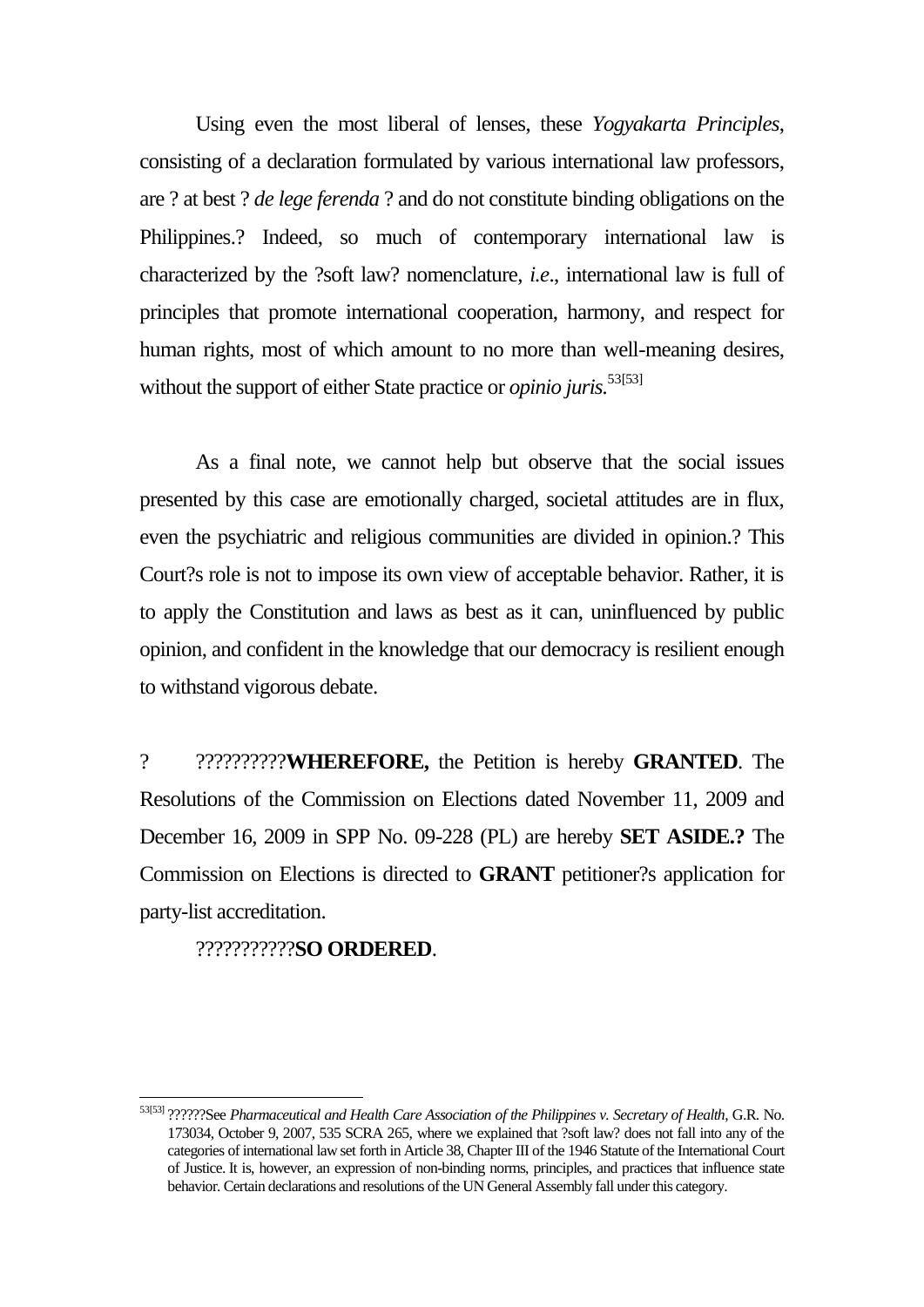Using even the most liberal of lenses, these *Yogyakarta Principles*, consisting of a declaration formulated by various international law professors, are ? at best ? *de lege ferenda* ? and do not constitute binding obligations on the Philippines.? Indeed, so much of contemporary international law is characterized by the ?soft law? nomenclature, *i.e*., international law is full of principles that promote international cooperation, harmony, and respect for human rights, most of which amount to no more than well-meaning desires, without the support of either State practice or *opinio juris.*[53[53]]

As a final note, we cannot help but observe that the social issues presented by this case are emotionally charged, societal attitudes are in flux, even the psychiatric and religious communities are divided in opinion.? This Court?s role is not to impose its own view of acceptable behavior. Rather, it is to apply the Constitution and laws as best as it can, uninfluenced by public opinion, and confident in the knowledge that our democracy is resilient enough to withstand vigorous debate.

? ??????????**WHEREFORE,** the Petition is hereby **GRANTED**. The Resolutions of the Commission on Elections dated November 11, 2009 and December 16, 2009 in SPP No. 09-228 (PL) are hereby **SET ASIDE.?** The Commission on Elections is directed to **GRANT** petitioner?s application for party-list accreditation.

???????????**SO ORDERED**.

---

[53[53]] ??????See *Pharmaceutical and Health Care Association of the Philippines v. Secretary of Health*, G.R. No. 173034, October 9, 2007, 535 SCRA 265, where we explained that ?soft law? does not fall into any of the categories of international law set forth in Article 38, Chapter III of the 1946 Statute of the International Court of Justice. It is, however, an expression of non-binding norms, principles, and practices that influence state behavior. Certain declarations and resolutions of the UN General Assembly fall under this category.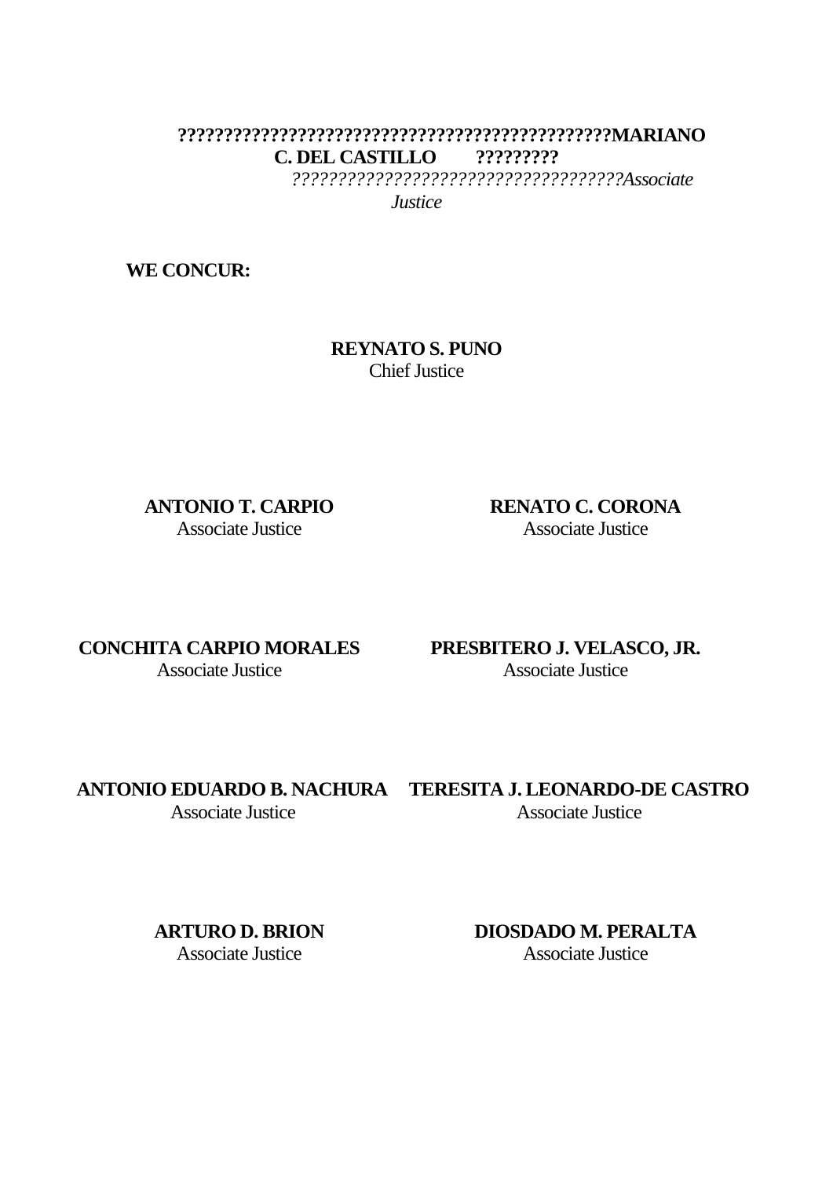**????????????????????????????????????????????????MARIANO C. DEL CASTILLO ?????????**

*????????????????????????????????????Associate Justice*

**WE CONCUR:**

**REYNATO S. PUNO**
Chief Justice

**ANTONIO T. CARPIO**
Associate Justice

**RENATO C. CORONA**
Associate Justice

**CONCHITA CARPIO MORALES**
Associate Justice

**PRESBITERO J. VELASCO, JR.**
Associate Justice

**ANTONIO EDUARDO B. NACHURA**
Associate Justice

**TERESITA J. LEONARDO-DE CASTRO**
Associate Justice

**ARTURO D. BRION**
Associate Justice

**DIOSDADO M. PERALTA**
Associate Justice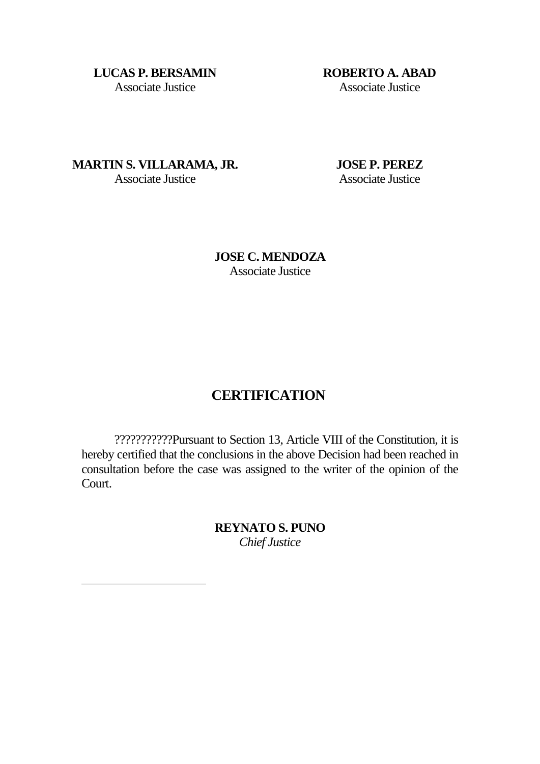**LUCAS P. BERSAMIN**
Associate Justice

**ROBERTO A. ABAD**
Associate Justice

**MARTIN S. VILLARAMA, JR.**
Associate Justice

**JOSE P. PEREZ**
Associate Justice

**JOSE C. MENDOZA**
Associate Justice

## CERTIFICATION

???????????Pursuant to Section 13, Article VIII of the Constitution, it is hereby certified that the conclusions in the above Decision had been reached in consultation before the case was assigned to the writer of the opinion of the Court.

**REYNATO S. PUNO**
*Chief Justice*